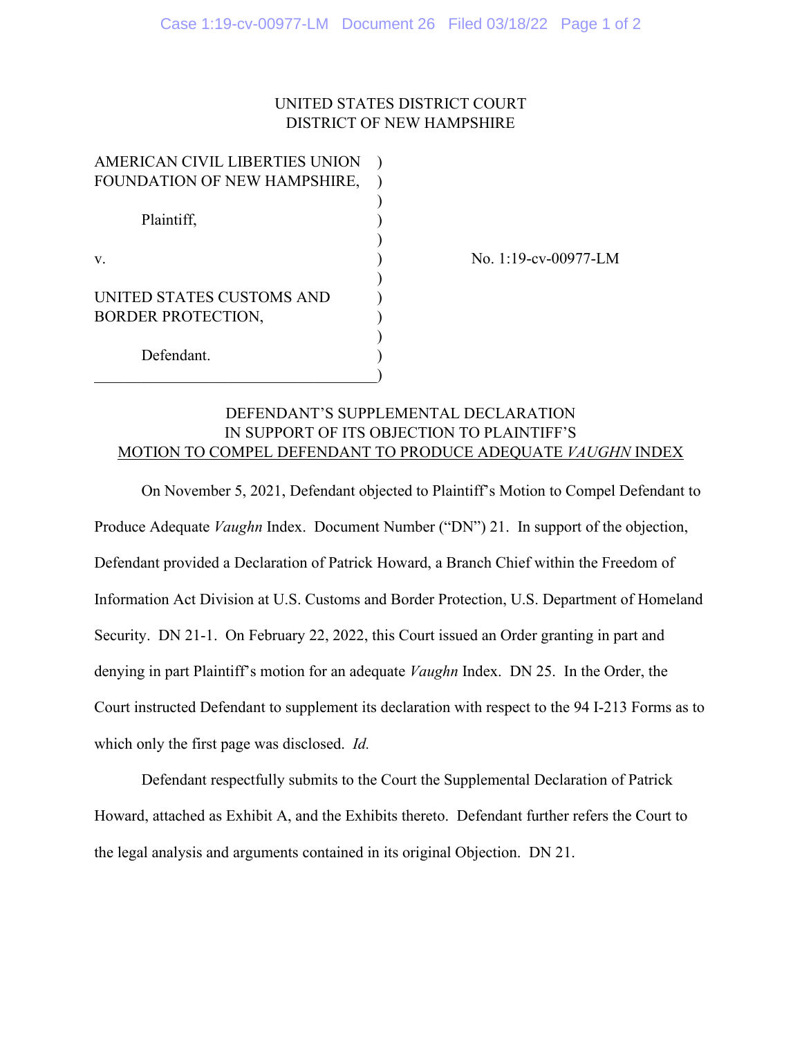UNITED STATES DISTRICT COURT
DISTRICT OF NEW HAMPSHIRE

| | | |
|---|---|---|
| AMERICAN CIVIL LIBERTIES UNION FOUNDATION OF NEW HAMPSHIRE, | ) | |
| Plaintiff, | ) | |
| v. | ) | No. 1:19-cv-00977-LM |
| UNITED STATES CUSTOMS AND BORDER PROTECTION, | ) | |
| Defendant. | ) | |

DEFENDANT'S SUPPLEMENTAL DECLARATION
IN SUPPORT OF ITS OBJECTION TO PLAINTIFF'S
MOTION TO COMPEL DEFENDANT TO PRODUCE ADEQUATE *VAUGHN* INDEX

On November 5, 2021, Defendant objected to Plaintiff's Motion to Compel Defendant to Produce Adequate *Vaughn* Index. Document Number ("DN") 21. In support of the objection, Defendant provided a Declaration of Patrick Howard, a Branch Chief within the Freedom of Information Act Division at U.S. Customs and Border Protection, U.S. Department of Homeland Security. DN 21-1. On February 22, 2022, this Court issued an Order granting in part and denying in part Plaintiff's motion for an adequate *Vaughn* Index. DN 25. In the Order, the Court instructed Defendant to supplement its declaration with respect to the 94 I-213 Forms as to which only the first page was disclosed. *Id.*

Defendant respectfully submits to the Court the Supplemental Declaration of Patrick Howard, attached as Exhibit A, and the Exhibits thereto. Defendant further refers the Court to the legal analysis and arguments contained in its original Objection. DN 21.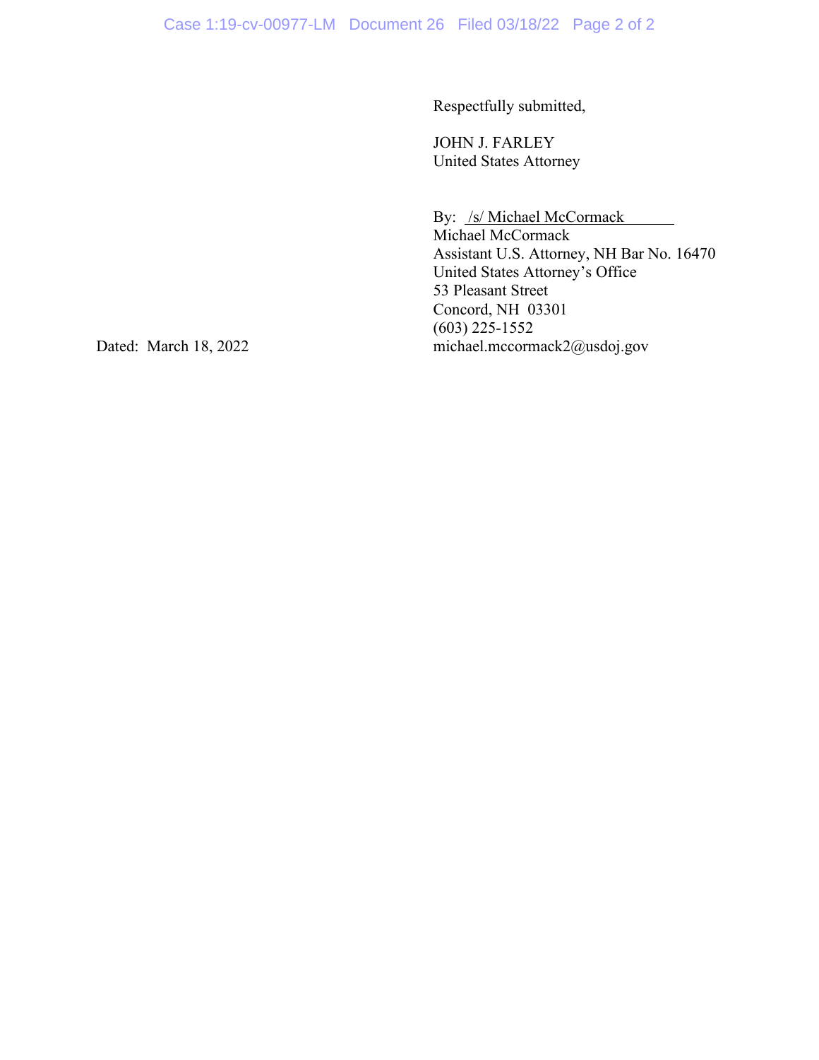Respectfully submitted,

JOHN J. FARLEY
United States Attorney

By: /s/ Michael McCormack
Michael McCormack
Assistant U.S. Attorney, NH Bar No. 16470
United States Attorney's Office
53 Pleasant Street
Concord, NH 03301
(603) 225-1552
michael.mccormack2@usdoj.gov

Dated: March 18, 2022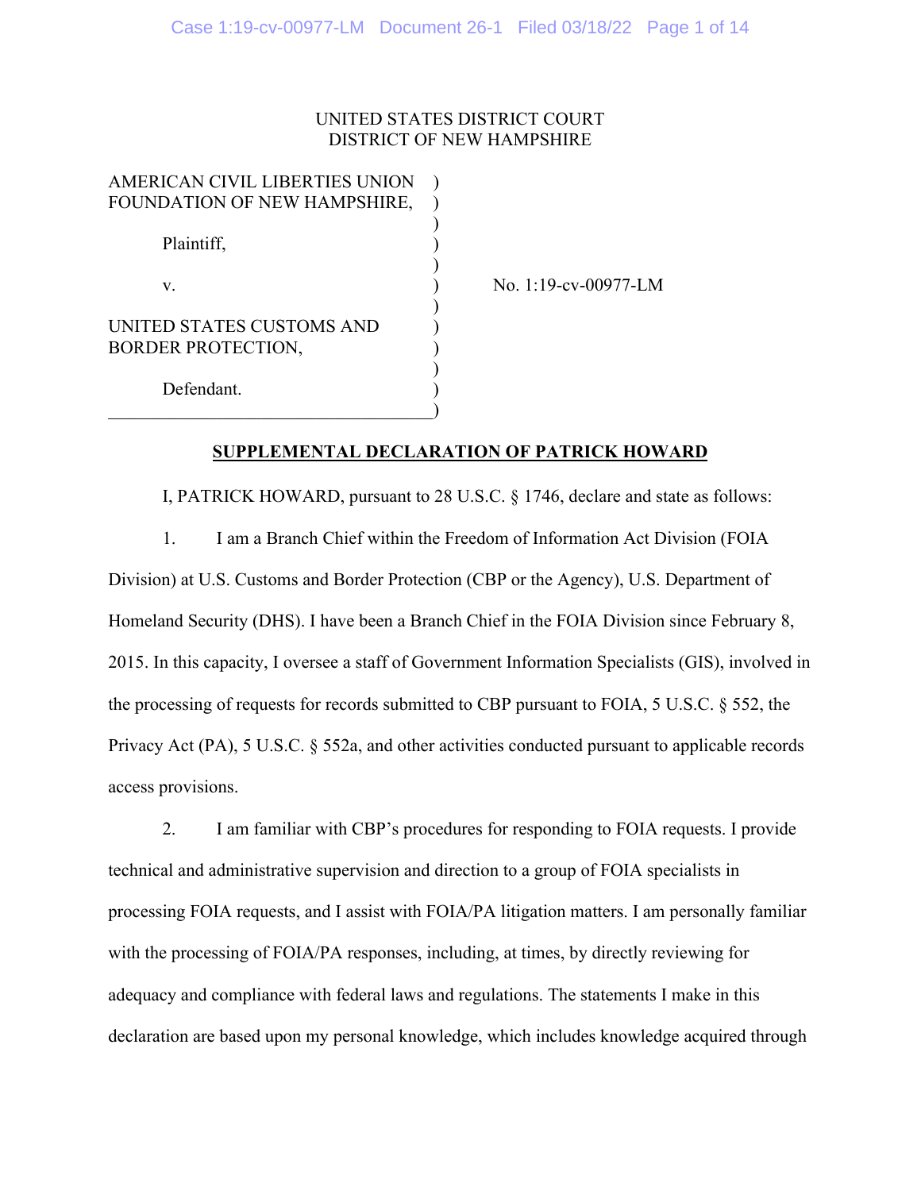UNITED STATES DISTRICT COURT
DISTRICT OF NEW HAMPSHIRE

| | | |
|---|---|---|
| AMERICAN CIVIL LIBERTIES UNION FOUNDATION OF NEW HAMPSHIRE, | ) | |
| Plaintiff, | ) | |
| v. | ) | No. 1:19-cv-00977-LM |
| UNITED STATES CUSTOMS AND BORDER PROTECTION, | ) | |
| Defendant. | ) | |

## SUPPLEMENTAL DECLARATION OF PATRICK HOWARD

I, PATRICK HOWARD, pursuant to 28 U.S.C. § 1746, declare and state as follows:

1. I am a Branch Chief within the Freedom of Information Act Division (FOIA Division) at U.S. Customs and Border Protection (CBP or the Agency), U.S. Department of Homeland Security (DHS). I have been a Branch Chief in the FOIA Division since February 8, 2015. In this capacity, I oversee a staff of Government Information Specialists (GIS), involved in the processing of requests for records submitted to CBP pursuant to FOIA, 5 U.S.C. § 552, the Privacy Act (PA), 5 U.S.C. § 552a, and other activities conducted pursuant to applicable records access provisions.

2. I am familiar with CBP's procedures for responding to FOIA requests. I provide technical and administrative supervision and direction to a group of FOIA specialists in processing FOIA requests, and I assist with FOIA/PA litigation matters. I am personally familiar with the processing of FOIA/PA responses, including, at times, by directly reviewing for adequacy and compliance with federal laws and regulations. The statements I make in this declaration are based upon my personal knowledge, which includes knowledge acquired through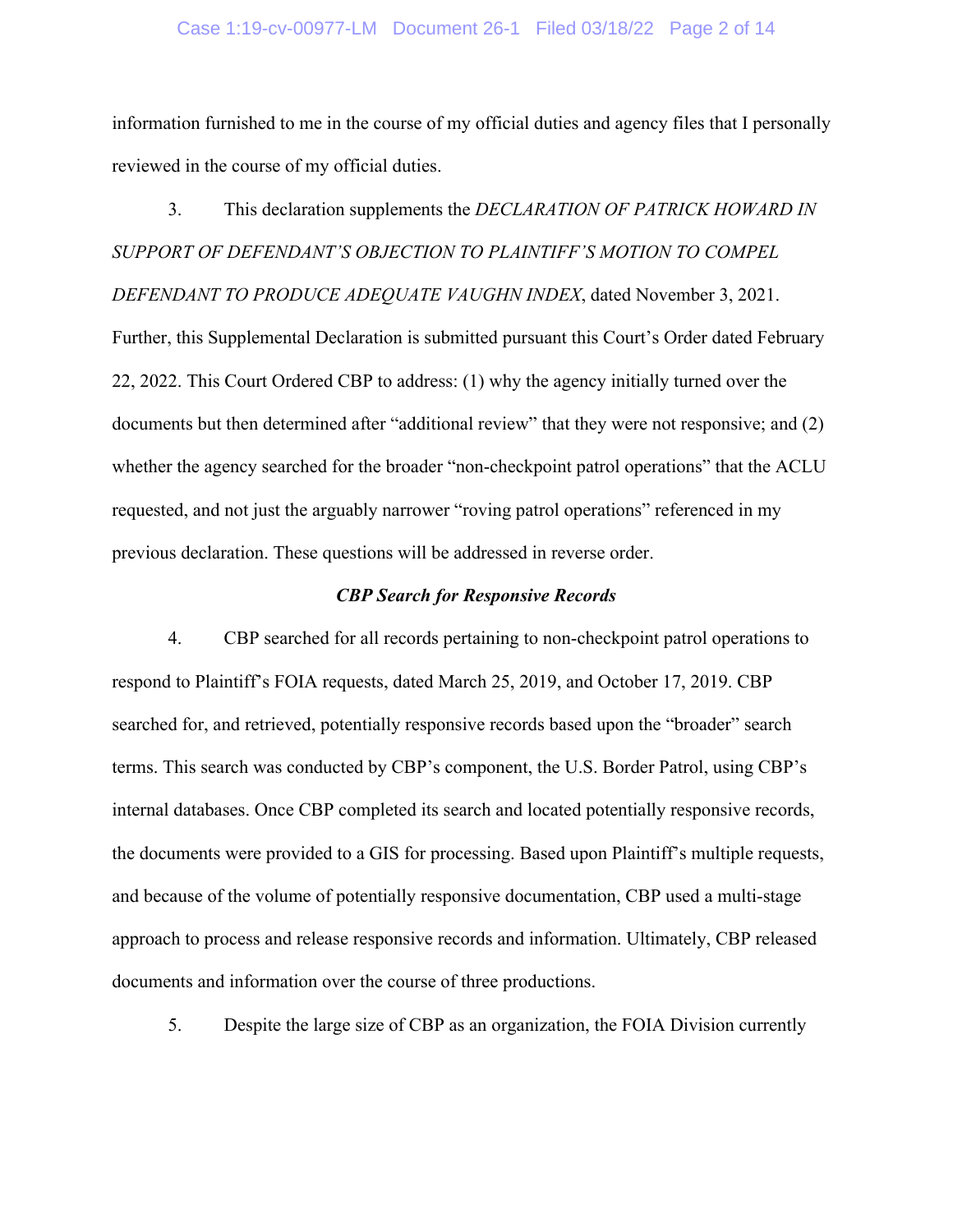information furnished to me in the course of my official duties and agency files that I personally reviewed in the course of my official duties.

3. This declaration supplements the *DECLARATION OF PATRICK HOWARD IN SUPPORT OF DEFENDANT'S OBJECTION TO PLAINTIFF'S MOTION TO COMPEL DEFENDANT TO PRODUCE ADEQUATE VAUGHN INDEX*, dated November 3, 2021. Further, this Supplemental Declaration is submitted pursuant this Court's Order dated February 22, 2022. This Court Ordered CBP to address: (1) why the agency initially turned over the documents but then determined after "additional review" that they were not responsive; and (2) whether the agency searched for the broader "non-checkpoint patrol operations" that the ACLU requested, and not just the arguably narrower "roving patrol operations" referenced in my previous declaration. These questions will be addressed in reverse order.

### *CBP Search for Responsive Records*

4. CBP searched for all records pertaining to non-checkpoint patrol operations to respond to Plaintiff's FOIA requests, dated March 25, 2019, and October 17, 2019. CBP searched for, and retrieved, potentially responsive records based upon the "broader" search terms. This search was conducted by CBP's component, the U.S. Border Patrol, using CBP's internal databases. Once CBP completed its search and located potentially responsive records, the documents were provided to a GIS for processing. Based upon Plaintiff's multiple requests, and because of the volume of potentially responsive documentation, CBP used a multi-stage approach to process and release responsive records and information. Ultimately, CBP released documents and information over the course of three productions.

5. Despite the large size of CBP as an organization, the FOIA Division currently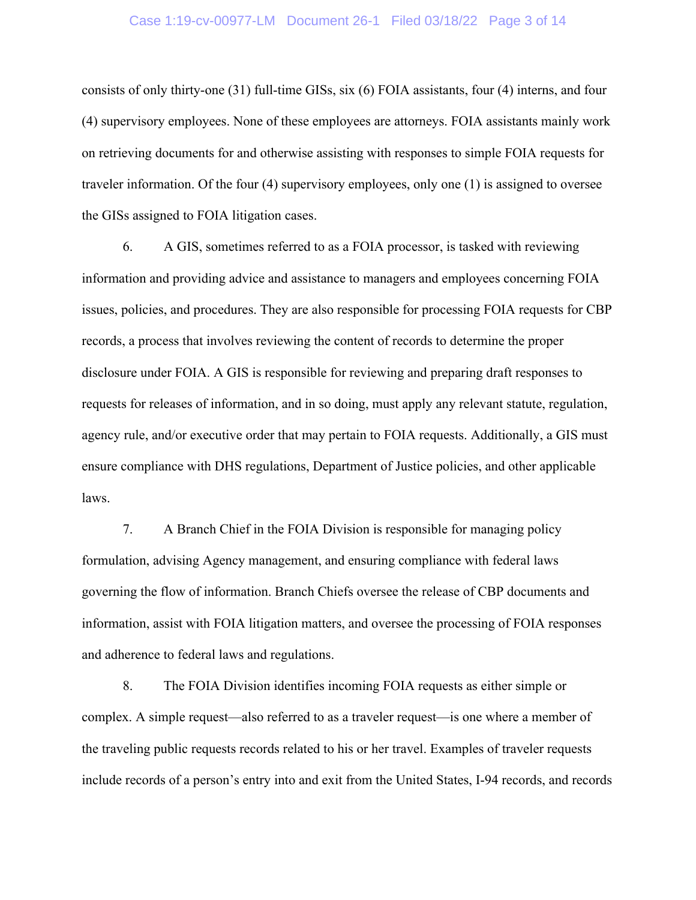consists of only thirty-one (31) full-time GISs, six (6) FOIA assistants, four (4) interns, and four (4) supervisory employees. None of these employees are attorneys. FOIA assistants mainly work on retrieving documents for and otherwise assisting with responses to simple FOIA requests for traveler information. Of the four (4) supervisory employees, only one (1) is assigned to oversee the GISs assigned to FOIA litigation cases.

6. A GIS, sometimes referred to as a FOIA processor, is tasked with reviewing information and providing advice and assistance to managers and employees concerning FOIA issues, policies, and procedures. They are also responsible for processing FOIA requests for CBP records, a process that involves reviewing the content of records to determine the proper disclosure under FOIA. A GIS is responsible for reviewing and preparing draft responses to requests for releases of information, and in so doing, must apply any relevant statute, regulation, agency rule, and/or executive order that may pertain to FOIA requests. Additionally, a GIS must ensure compliance with DHS regulations, Department of Justice policies, and other applicable laws.

7. A Branch Chief in the FOIA Division is responsible for managing policy formulation, advising Agency management, and ensuring compliance with federal laws governing the flow of information. Branch Chiefs oversee the release of CBP documents and information, assist with FOIA litigation matters, and oversee the processing of FOIA responses and adherence to federal laws and regulations.

8. The FOIA Division identifies incoming FOIA requests as either simple or complex. A simple request—also referred to as a traveler request—is one where a member of the traveling public requests records related to his or her travel. Examples of traveler requests include records of a person's entry into and exit from the United States, I-94 records, and records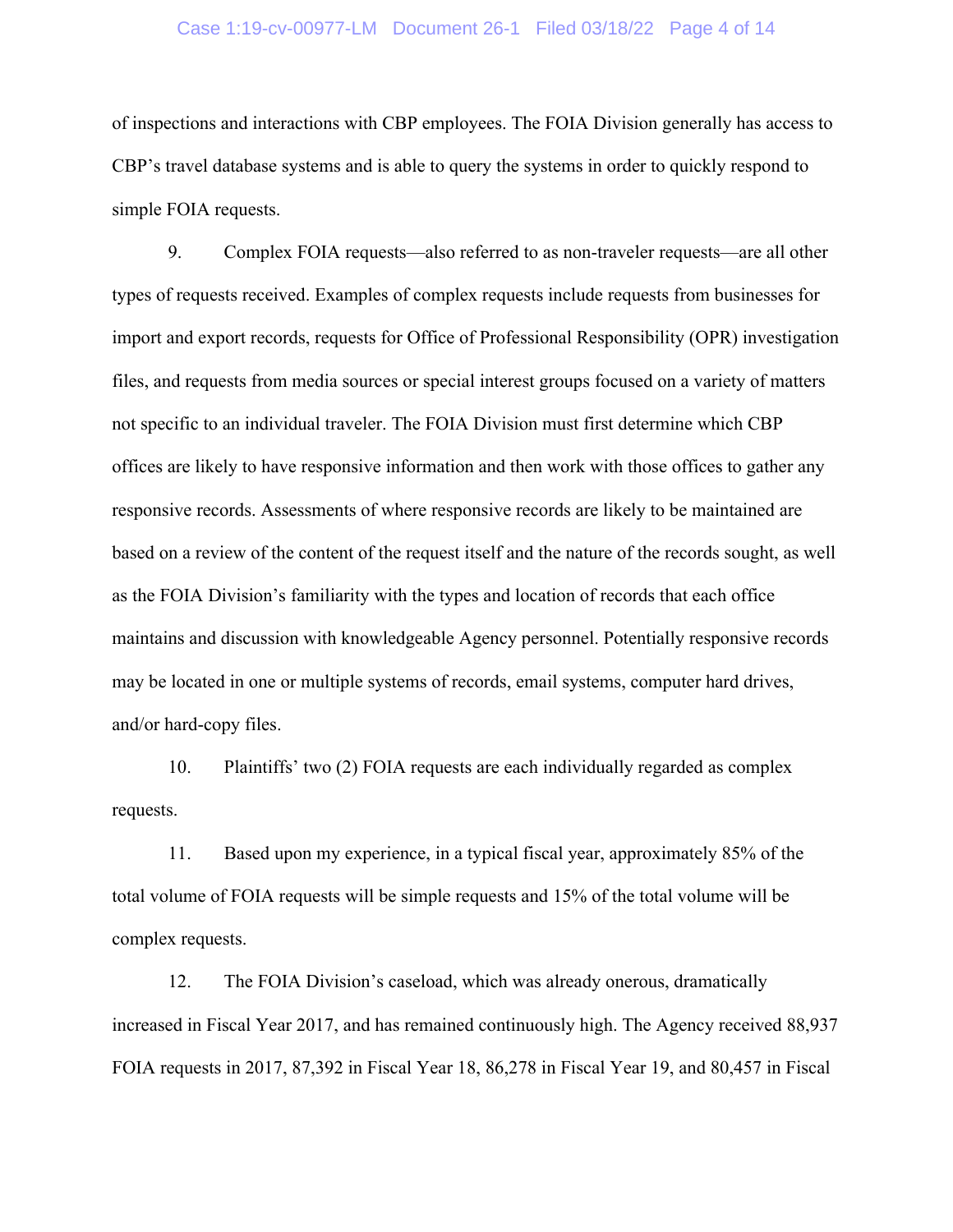of inspections and interactions with CBP employees. The FOIA Division generally has access to CBP's travel database systems and is able to query the systems in order to quickly respond to simple FOIA requests.

9. Complex FOIA requests—also referred to as non-traveler requests—are all other types of requests received. Examples of complex requests include requests from businesses for import and export records, requests for Office of Professional Responsibility (OPR) investigation files, and requests from media sources or special interest groups focused on a variety of matters not specific to an individual traveler. The FOIA Division must first determine which CBP offices are likely to have responsive information and then work with those offices to gather any responsive records. Assessments of where responsive records are likely to be maintained are based on a review of the content of the request itself and the nature of the records sought, as well as the FOIA Division's familiarity with the types and location of records that each office maintains and discussion with knowledgeable Agency personnel. Potentially responsive records may be located in one or multiple systems of records, email systems, computer hard drives, and/or hard-copy files.

10. Plaintiffs' two (2) FOIA requests are each individually regarded as complex requests.

11. Based upon my experience, in a typical fiscal year, approximately 85% of the total volume of FOIA requests will be simple requests and 15% of the total volume will be complex requests.

12. The FOIA Division's caseload, which was already onerous, dramatically increased in Fiscal Year 2017, and has remained continuously high. The Agency received 88,937 FOIA requests in 2017, 87,392 in Fiscal Year 18, 86,278 in Fiscal Year 19, and 80,457 in Fiscal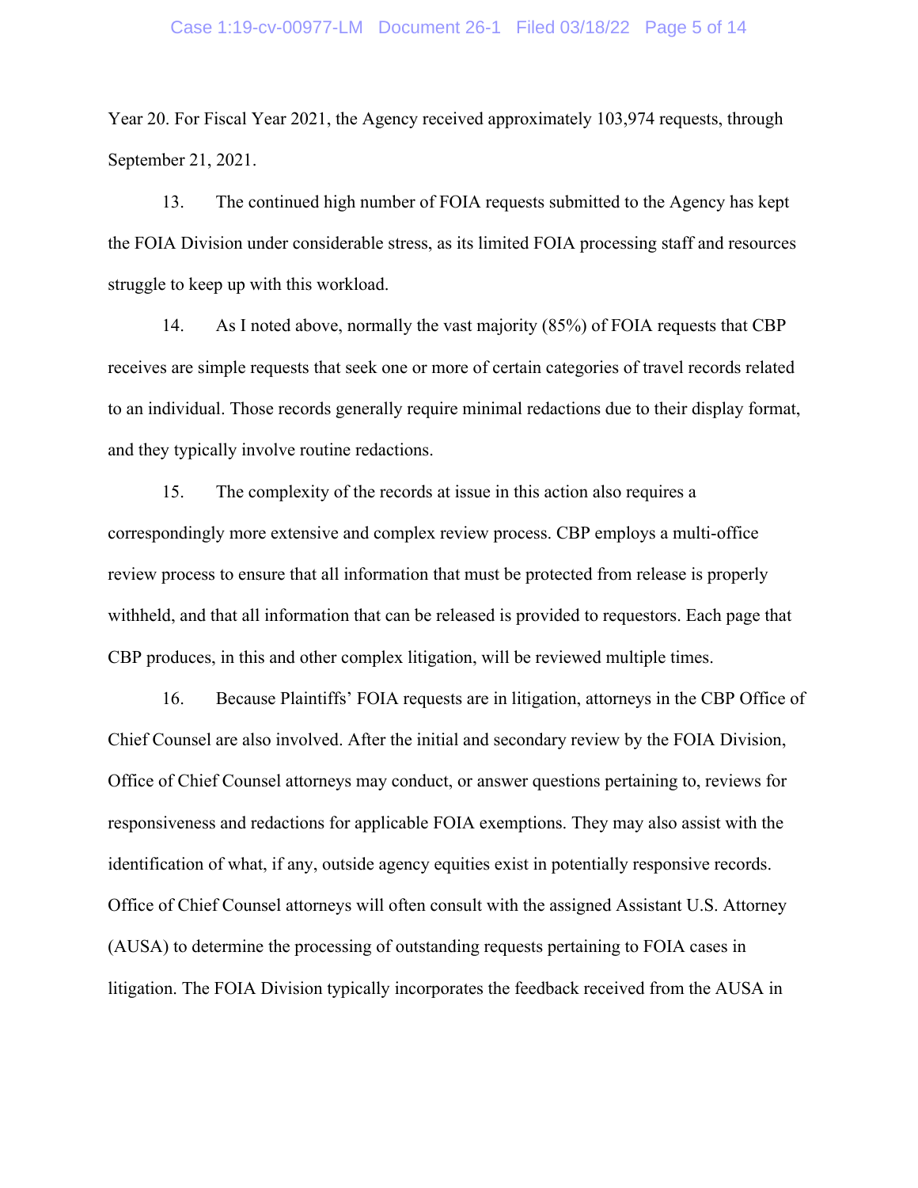Year 20. For Fiscal Year 2021, the Agency received approximately 103,974 requests, through September 21, 2021.

13. The continued high number of FOIA requests submitted to the Agency has kept the FOIA Division under considerable stress, as its limited FOIA processing staff and resources struggle to keep up with this workload.

14. As I noted above, normally the vast majority (85%) of FOIA requests that CBP receives are simple requests that seek one or more of certain categories of travel records related to an individual. Those records generally require minimal redactions due to their display format, and they typically involve routine redactions.

15. The complexity of the records at issue in this action also requires a correspondingly more extensive and complex review process. CBP employs a multi-office review process to ensure that all information that must be protected from release is properly withheld, and that all information that can be released is provided to requestors. Each page that CBP produces, in this and other complex litigation, will be reviewed multiple times.

16. Because Plaintiffs' FOIA requests are in litigation, attorneys in the CBP Office of Chief Counsel are also involved. After the initial and secondary review by the FOIA Division, Office of Chief Counsel attorneys may conduct, or answer questions pertaining to, reviews for responsiveness and redactions for applicable FOIA exemptions. They may also assist with the identification of what, if any, outside agency equities exist in potentially responsive records. Office of Chief Counsel attorneys will often consult with the assigned Assistant U.S. Attorney (AUSA) to determine the processing of outstanding requests pertaining to FOIA cases in litigation. The FOIA Division typically incorporates the feedback received from the AUSA in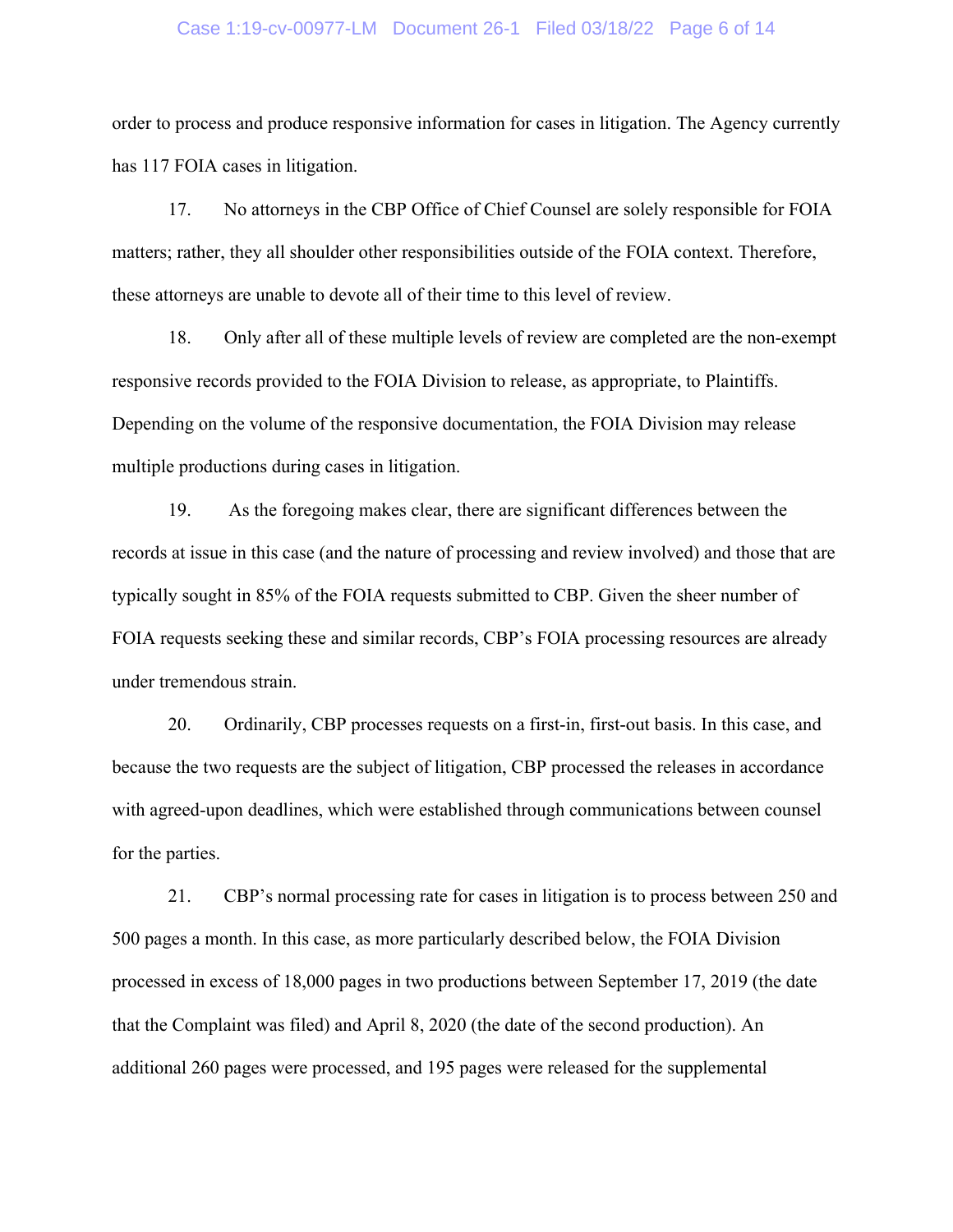order to process and produce responsive information for cases in litigation. The Agency currently has 117 FOIA cases in litigation.

17. No attorneys in the CBP Office of Chief Counsel are solely responsible for FOIA matters; rather, they all shoulder other responsibilities outside of the FOIA context. Therefore, these attorneys are unable to devote all of their time to this level of review.

18. Only after all of these multiple levels of review are completed are the non-exempt responsive records provided to the FOIA Division to release, as appropriate, to Plaintiffs. Depending on the volume of the responsive documentation, the FOIA Division may release multiple productions during cases in litigation.

19. As the foregoing makes clear, there are significant differences between the records at issue in this case (and the nature of processing and review involved) and those that are typically sought in 85% of the FOIA requests submitted to CBP. Given the sheer number of FOIA requests seeking these and similar records, CBP's FOIA processing resources are already under tremendous strain.

20. Ordinarily, CBP processes requests on a first-in, first-out basis. In this case, and because the two requests are the subject of litigation, CBP processed the releases in accordance with agreed-upon deadlines, which were established through communications between counsel for the parties.

21. CBP's normal processing rate for cases in litigation is to process between 250 and 500 pages a month. In this case, as more particularly described below, the FOIA Division processed in excess of 18,000 pages in two productions between September 17, 2019 (the date that the Complaint was filed) and April 8, 2020 (the date of the second production). An additional 260 pages were processed, and 195 pages were released for the supplemental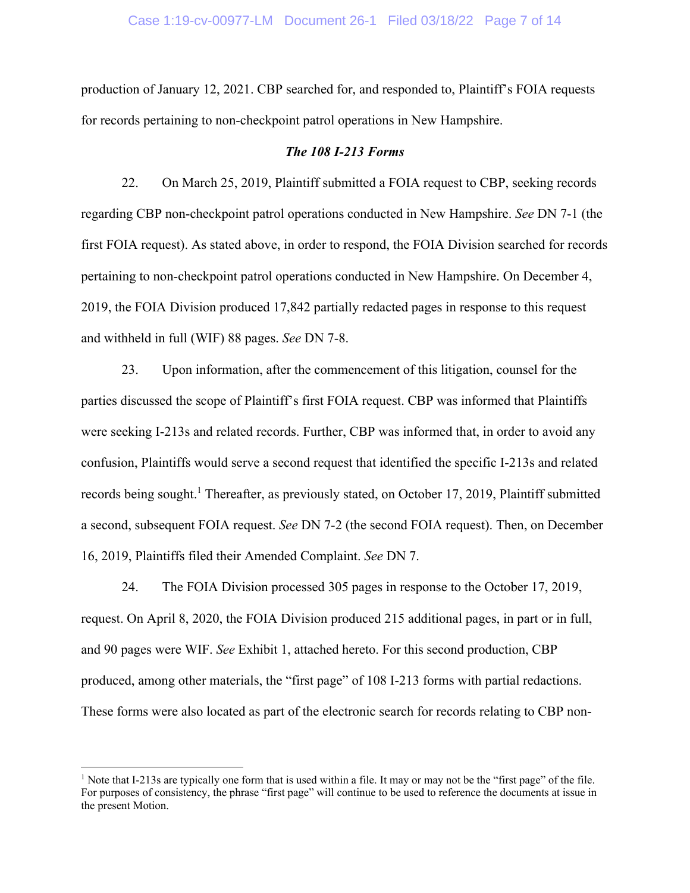production of January 12, 2021. CBP searched for, and responded to, Plaintiff's FOIA requests for records pertaining to non-checkpoint patrol operations in New Hampshire.

### *The 108 I-213 Forms*

22. On March 25, 2019, Plaintiff submitted a FOIA request to CBP, seeking records regarding CBP non-checkpoint patrol operations conducted in New Hampshire. *See* DN 7-1 (the first FOIA request). As stated above, in order to respond, the FOIA Division searched for records pertaining to non-checkpoint patrol operations conducted in New Hampshire. On December 4, 2019, the FOIA Division produced 17,842 partially redacted pages in response to this request and withheld in full (WIF) 88 pages. *See* DN 7-8.

23. Upon information, after the commencement of this litigation, counsel for the parties discussed the scope of Plaintiff's first FOIA request. CBP was informed that Plaintiffs were seeking I-213s and related records. Further, CBP was informed that, in order to avoid any confusion, Plaintiffs would serve a second request that identified the specific I-213s and related records being sought.[1] Thereafter, as previously stated, on October 17, 2019, Plaintiff submitted a second, subsequent FOIA request. *See* DN 7-2 (the second FOIA request). Then, on December 16, 2019, Plaintiffs filed their Amended Complaint. *See* DN 7.

24. The FOIA Division processed 305 pages in response to the October 17, 2019, request. On April 8, 2020, the FOIA Division produced 215 additional pages, in part or in full, and 90 pages were WIF. *See* Exhibit 1, attached hereto. For this second production, CBP produced, among other materials, the "first page" of 108 I-213 forms with partial redactions. These forms were also located as part of the electronic search for records relating to CBP non-

---

[1] Note that I-213s are typically one form that is used within a file. It may or may not be the "first page" of the file. For purposes of consistency, the phrase "first page" will continue to be used to reference the documents at issue in the present Motion.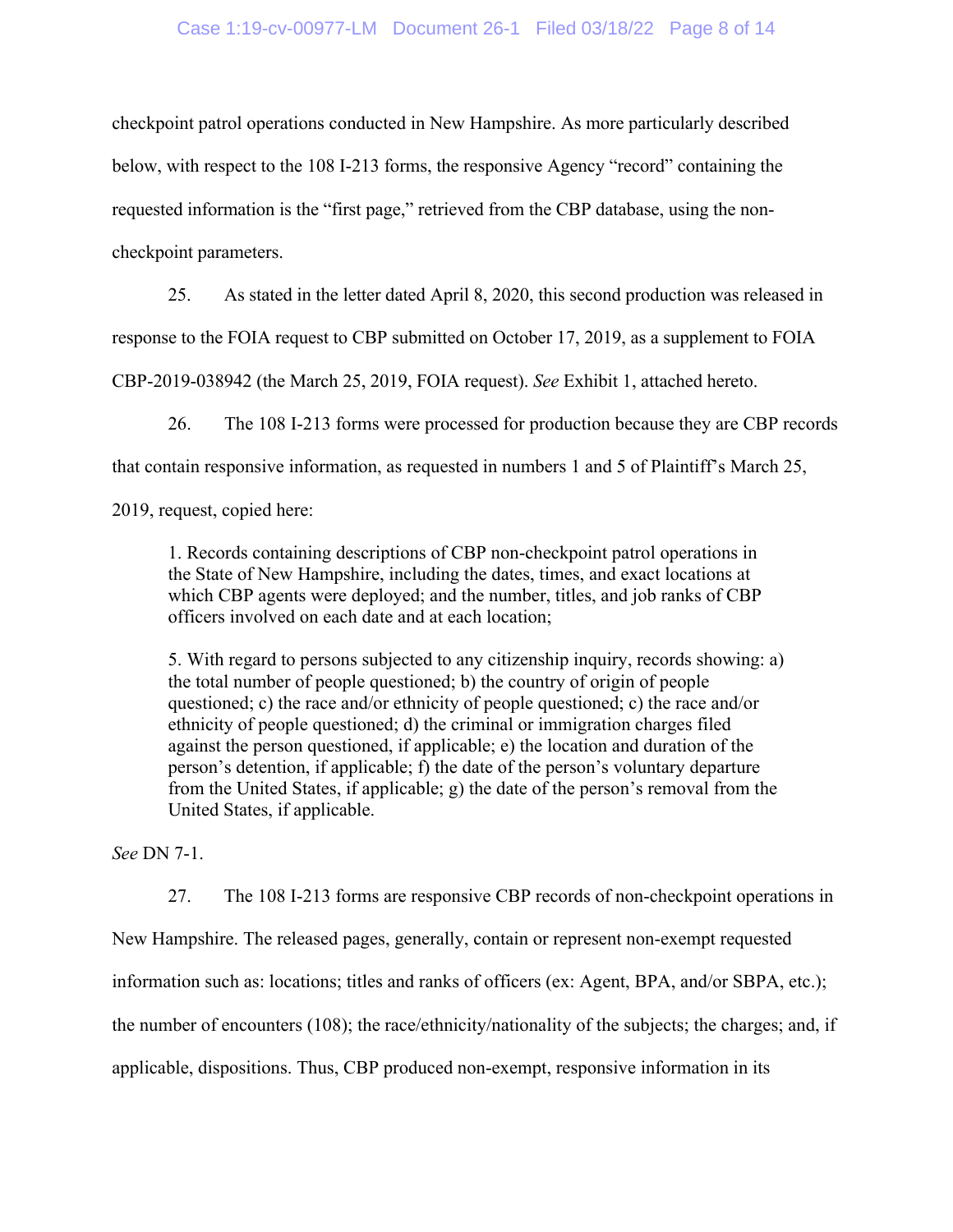checkpoint patrol operations conducted in New Hampshire. As more particularly described below, with respect to the 108 I-213 forms, the responsive Agency "record" containing the requested information is the "first page," retrieved from the CBP database, using the non-checkpoint parameters.

25. As stated in the letter dated April 8, 2020, this second production was released in response to the FOIA request to CBP submitted on October 17, 2019, as a supplement to FOIA CBP-2019-038942 (the March 25, 2019, FOIA request). *See* Exhibit 1, attached hereto.

26. The 108 I-213 forms were processed for production because they are CBP records that contain responsive information, as requested in numbers 1 and 5 of Plaintiff's March 25, 2019, request, copied here:

> 1. Records containing descriptions of CBP non-checkpoint patrol operations in the State of New Hampshire, including the dates, times, and exact locations at which CBP agents were deployed; and the number, titles, and job ranks of CBP officers involved on each date and at each location;
>
> 5. With regard to persons subjected to any citizenship inquiry, records showing: a) the total number of people questioned; b) the country of origin of people questioned; c) the race and/or ethnicity of people questioned; c) the race and/or ethnicity of people questioned; d) the criminal or immigration charges filed against the person questioned, if applicable; e) the location and duration of the person's detention, if applicable; f) the date of the person's voluntary departure from the United States, if applicable; g) the date of the person's removal from the United States, if applicable.

*See* DN 7-1.

27. The 108 I-213 forms are responsive CBP records of non-checkpoint operations in New Hampshire. The released pages, generally, contain or represent non-exempt requested information such as: locations; titles and ranks of officers (ex: Agent, BPA, and/or SBPA, etc.); the number of encounters (108); the race/ethnicity/nationality of the subjects; the charges; and, if applicable, dispositions. Thus, CBP produced non-exempt, responsive information in its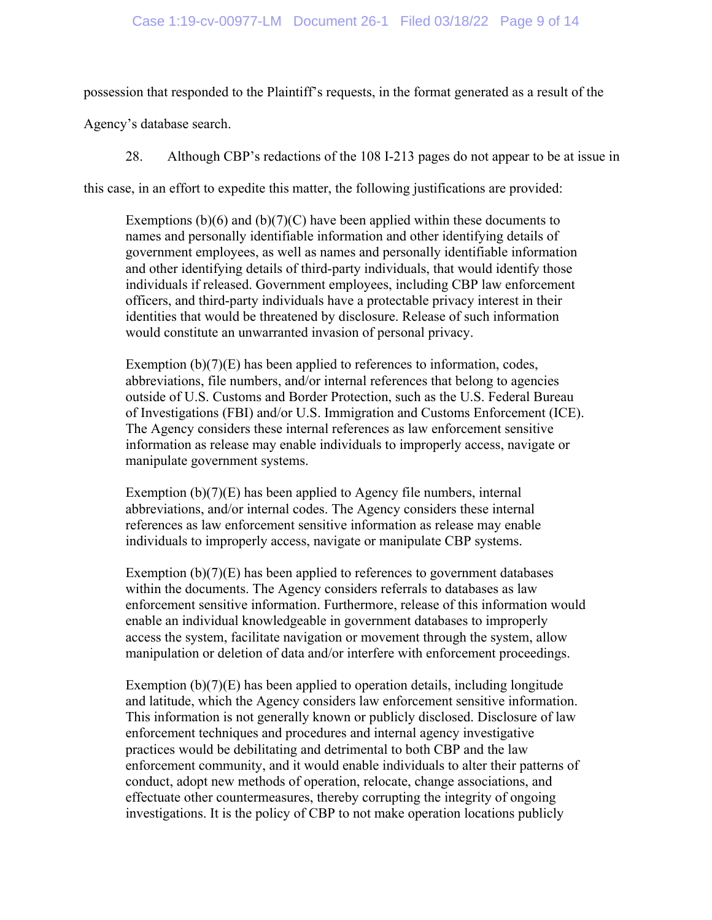possession that responded to the Plaintiff's requests, in the format generated as a result of the Agency's database search.

28. Although CBP's redactions of the 108 I-213 pages do not appear to be at issue in this case, in an effort to expedite this matter, the following justifications are provided:

> Exemptions (b)(6) and (b)(7)(C) have been applied within these documents to names and personally identifiable information and other identifying details of government employees, as well as names and personally identifiable information and other identifying details of third-party individuals, that would identify those individuals if released. Government employees, including CBP law enforcement officers, and third-party individuals have a protectable privacy interest in their identities that would be threatened by disclosure. Release of such information would constitute an unwarranted invasion of personal privacy.
>
> Exemption (b)(7)(E) has been applied to references to information, codes, abbreviations, file numbers, and/or internal references that belong to agencies outside of U.S. Customs and Border Protection, such as the U.S. Federal Bureau of Investigations (FBI) and/or U.S. Immigration and Customs Enforcement (ICE). The Agency considers these internal references as law enforcement sensitive information as release may enable individuals to improperly access, navigate or manipulate government systems.
>
> Exemption (b)(7)(E) has been applied to Agency file numbers, internal abbreviations, and/or internal codes. The Agency considers these internal references as law enforcement sensitive information as release may enable individuals to improperly access, navigate or manipulate CBP systems.
>
> Exemption (b)(7)(E) has been applied to references to government databases within the documents. The Agency considers referrals to databases as law enforcement sensitive information. Furthermore, release of this information would enable an individual knowledgeable in government databases to improperly access the system, facilitate navigation or movement through the system, allow manipulation or deletion of data and/or interfere with enforcement proceedings.
>
> Exemption (b)(7)(E) has been applied to operation details, including longitude and latitude, which the Agency considers law enforcement sensitive information. This information is not generally known or publicly disclosed. Disclosure of law enforcement techniques and procedures and internal agency investigative practices would be debilitating and detrimental to both CBP and the law enforcement community, and it would enable individuals to alter their patterns of conduct, adopt new methods of operation, relocate, change associations, and effectuate other countermeasures, thereby corrupting the integrity of ongoing investigations. It is the policy of CBP to not make operation locations publicly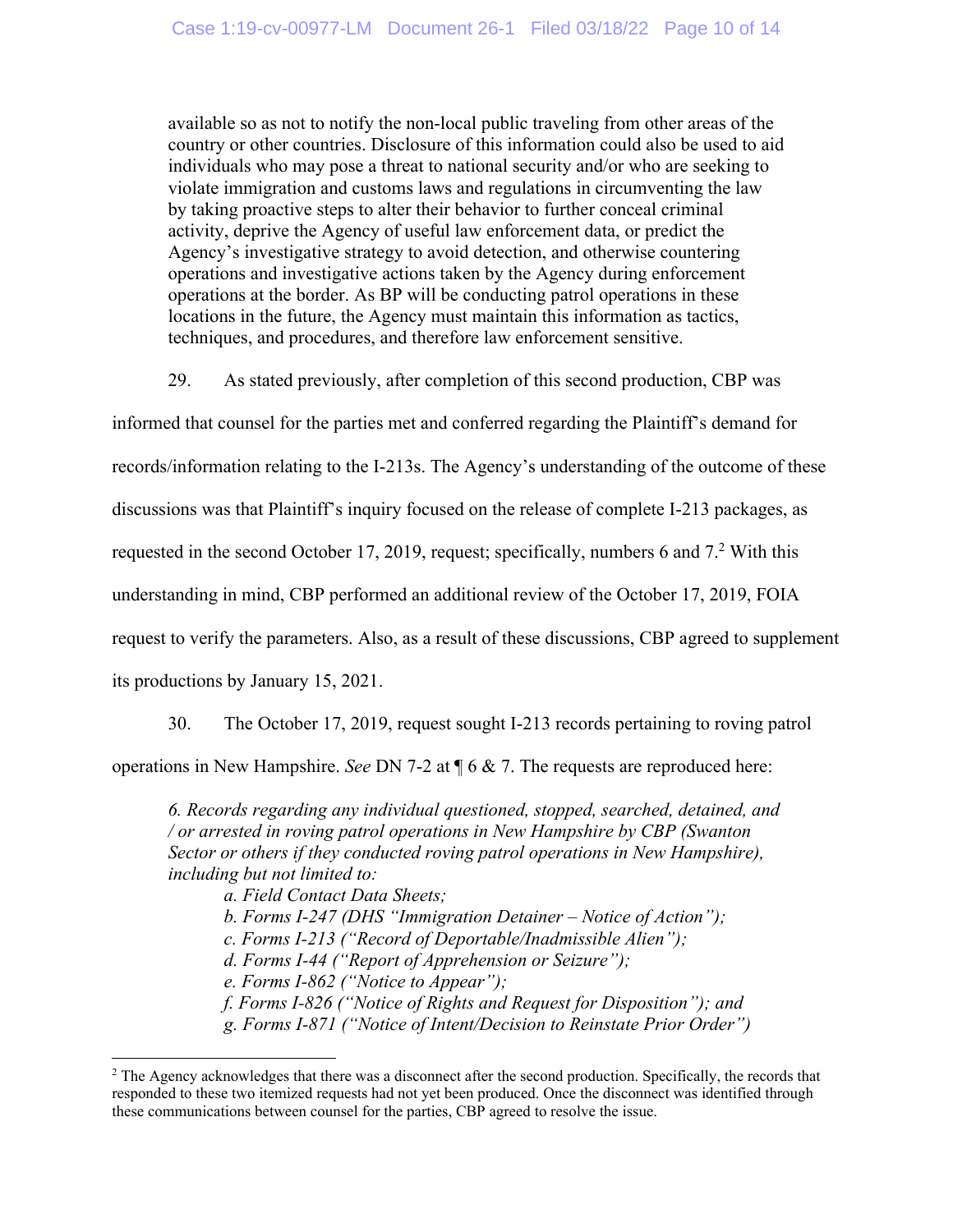available so as not to notify the non-local public traveling from other areas of the country or other countries. Disclosure of this information could also be used to aid individuals who may pose a threat to national security and/or who are seeking to violate immigration and customs laws and regulations in circumventing the law by taking proactive steps to alter their behavior to further conceal criminal activity, deprive the Agency of useful law enforcement data, or predict the Agency's investigative strategy to avoid detection, and otherwise countering operations and investigative actions taken by the Agency during enforcement operations at the border. As BP will be conducting patrol operations in these locations in the future, the Agency must maintain this information as tactics, techniques, and procedures, and therefore law enforcement sensitive.

29. As stated previously, after completion of this second production, CBP was informed that counsel for the parties met and conferred regarding the Plaintiff's demand for records/information relating to the I-213s. The Agency's understanding of the outcome of these discussions was that Plaintiff's inquiry focused on the release of complete I-213 packages, as requested in the second October 17, 2019, request; specifically, numbers 6 and 7.[2] With this understanding in mind, CBP performed an additional review of the October 17, 2019, FOIA request to verify the parameters. Also, as a result of these discussions, CBP agreed to supplement its productions by January 15, 2021.

30. The October 17, 2019, request sought I-213 records pertaining to roving patrol operations in New Hampshire. *See* DN 7-2 at ¶ 6 & 7. The requests are reproduced here:

*6. Records regarding any individual questioned, stopped, searched, detained, and / or arrested in roving patrol operations in New Hampshire by CBP (Swanton Sector or others if they conducted roving patrol operations in New Hampshire), including but not limited to:*

*a. Field Contact Data Sheets;*
*b. Forms I-247 (DHS "Immigration Detainer – Notice of Action");*
*c. Forms I-213 ("Record of Deportable/Inadmissible Alien");*
*d. Forms I-44 ("Report of Apprehension or Seizure");*
*e. Forms I-862 ("Notice to Appear");*
*f. Forms I-826 ("Notice of Rights and Request for Disposition"); and*
*g. Forms I-871 ("Notice of Intent/Decision to Reinstate Prior Order")*

[2] The Agency acknowledges that there was a disconnect after the second production. Specifically, the records that responded to these two itemized requests had not yet been produced. Once the disconnect was identified through these communications between counsel for the parties, CBP agreed to resolve the issue.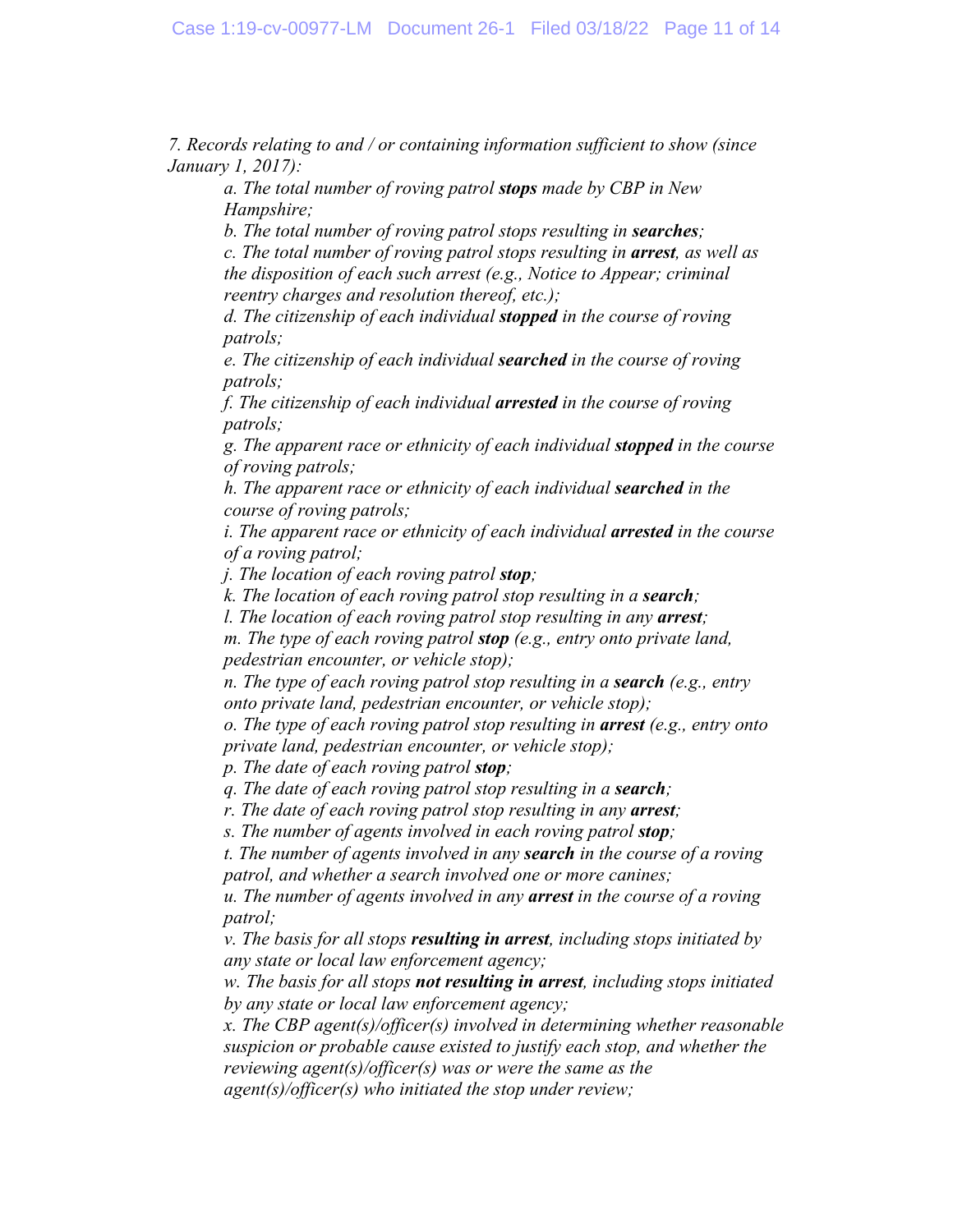*7. Records relating to and / or containing information sufficient to show (since January 1, 2017):*

> *a. The total number of roving patrol* ***stops*** *made by CBP in New Hampshire;*
>
> *b. The total number of roving patrol stops resulting in* ***searches****;*
>
> *c. The total number of roving patrol stops resulting in* ***arrest****, as well as the disposition of each such arrest (e.g., Notice to Appear; criminal reentry charges and resolution thereof, etc.);*
>
> *d. The citizenship of each individual* ***stopped*** *in the course of roving patrols;*
>
> *e. The citizenship of each individual* ***searched*** *in the course of roving patrols;*
>
> *f. The citizenship of each individual* ***arrested*** *in the course of roving patrols;*
>
> *g. The apparent race or ethnicity of each individual* ***stopped*** *in the course of roving patrols;*
>
> *h. The apparent race or ethnicity of each individual* ***searched*** *in the course of roving patrols;*
>
> *i. The apparent race or ethnicity of each individual* ***arrested*** *in the course of a roving patrol;*
>
> *j. The location of each roving patrol* ***stop****;*
>
> *k. The location of each roving patrol stop resulting in a* ***search****;*
>
> *l. The location of each roving patrol stop resulting in any* ***arrest****;*
>
> *m. The type of each roving patrol* ***stop*** *(e.g., entry onto private land, pedestrian encounter, or vehicle stop);*
>
> *n. The type of each roving patrol stop resulting in a* ***search*** *(e.g., entry onto private land, pedestrian encounter, or vehicle stop);*
>
> *o. The type of each roving patrol stop resulting in* ***arrest*** *(e.g., entry onto private land, pedestrian encounter, or vehicle stop);*
>
> *p. The date of each roving patrol* ***stop****;*
>
> *q. The date of each roving patrol stop resulting in a* ***search****;*
>
> *r. The date of each roving patrol stop resulting in any* ***arrest****;*
>
> *s. The number of agents involved in each roving patrol* ***stop****;*
>
> *t. The number of agents involved in any* ***search*** *in the course of a roving patrol, and whether a search involved one or more canines;*
>
> *u. The number of agents involved in any* ***arrest*** *in the course of a roving patrol;*
>
> *v. The basis for all stops* ***resulting in arrest****, including stops initiated by any state or local law enforcement agency;*
>
> *w. The basis for all stops* ***not resulting in arrest****, including stops initiated by any state or local law enforcement agency;*
>
> *x. The CBP agent(s)/officer(s) involved in determining whether reasonable suspicion or probable cause existed to justify each stop, and whether the reviewing agent(s)/officer(s) was or were the same as the agent(s)/officer(s) who initiated the stop under review;*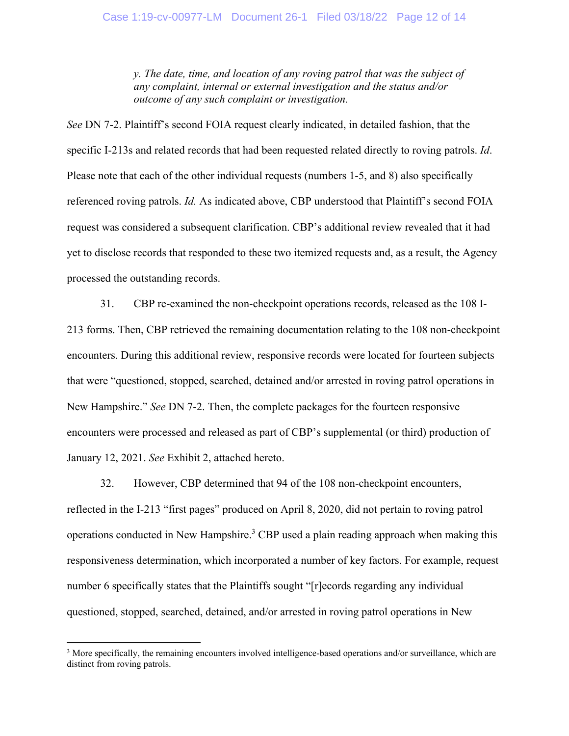> *y. The date, time, and location of any roving patrol that was the subject of any complaint, internal or external investigation and the status and/or outcome of any such complaint or investigation.*

*See* DN 7-2. Plaintiff's second FOIA request clearly indicated, in detailed fashion, that the specific I-213s and related records that had been requested related directly to roving patrols. *Id*. Please note that each of the other individual requests (numbers 1-5, and 8) also specifically referenced roving patrols. *Id.* As indicated above, CBP understood that Plaintiff's second FOIA request was considered a subsequent clarification. CBP's additional review revealed that it had yet to disclose records that responded to these two itemized requests and, as a result, the Agency processed the outstanding records.

31. CBP re-examined the non-checkpoint operations records, released as the 108 I-213 forms. Then, CBP retrieved the remaining documentation relating to the 108 non-checkpoint encounters. During this additional review, responsive records were located for fourteen subjects that were "questioned, stopped, searched, detained and/or arrested in roving patrol operations in New Hampshire." *See* DN 7-2. Then, the complete packages for the fourteen responsive encounters were processed and released as part of CBP's supplemental (or third) production of January 12, 2021. *See* Exhibit 2, attached hereto.

32. However, CBP determined that 94 of the 108 non-checkpoint encounters, reflected in the I-213 "first pages" produced on April 8, 2020, did not pertain to roving patrol operations conducted in New Hampshire.[3] CBP used a plain reading approach when making this responsiveness determination, which incorporated a number of key factors. For example, request number 6 specifically states that the Plaintiffs sought "[r]ecords regarding any individual questioned, stopped, searched, detained, and/or arrested in roving patrol operations in New

[3] More specifically, the remaining encounters involved intelligence-based operations and/or surveillance, which are distinct from roving patrols.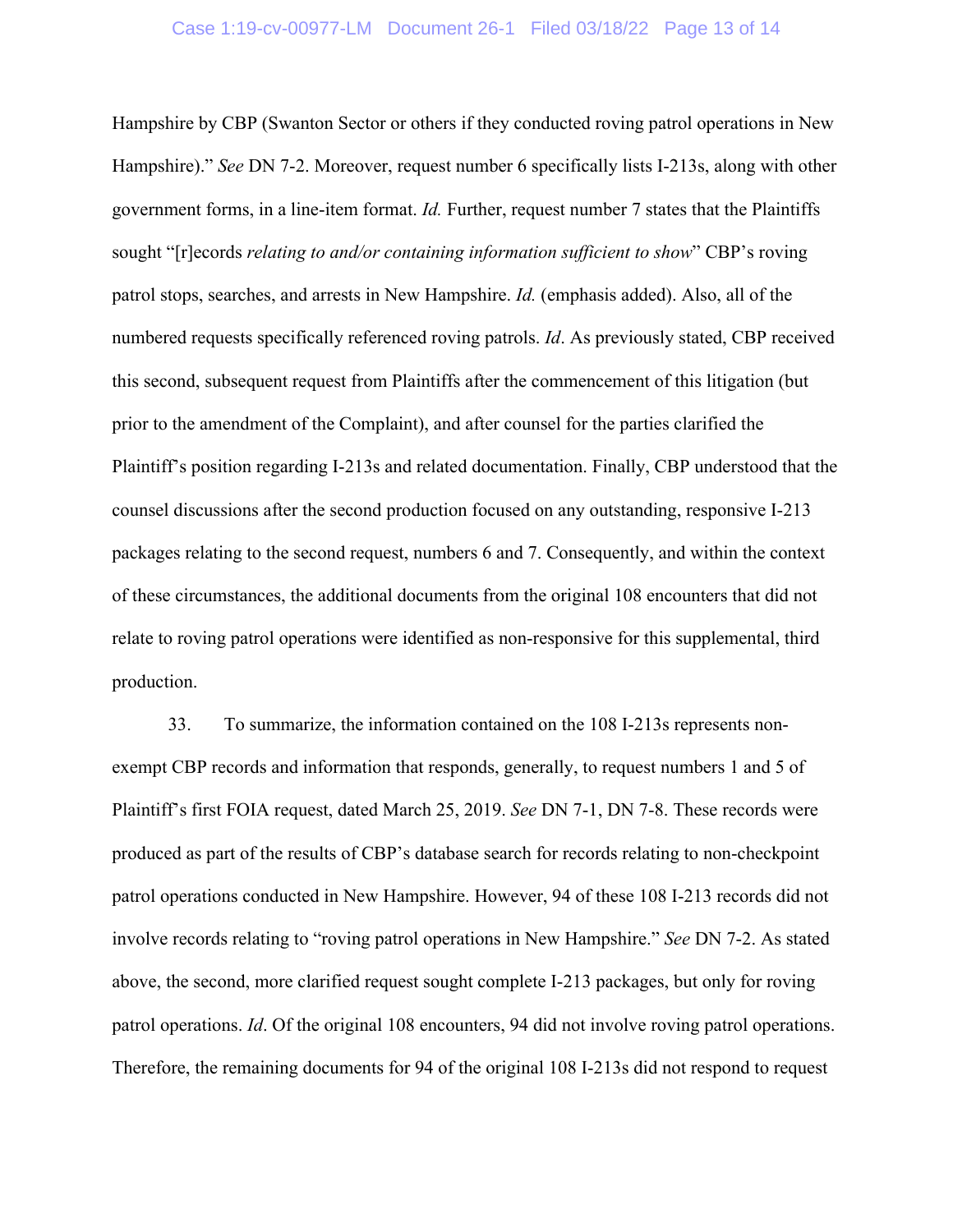Hampshire by CBP (Swanton Sector or others if they conducted roving patrol operations in New Hampshire)." *See* DN 7-2. Moreover, request number 6 specifically lists I-213s, along with other government forms, in a line-item format. *Id.* Further, request number 7 states that the Plaintiffs sought "[r]ecords *relating to and/or containing information sufficient to show*" CBP's roving patrol stops, searches, and arrests in New Hampshire. *Id.* (emphasis added). Also, all of the numbered requests specifically referenced roving patrols. *Id*. As previously stated, CBP received this second, subsequent request from Plaintiffs after the commencement of this litigation (but prior to the amendment of the Complaint), and after counsel for the parties clarified the Plaintiff's position regarding I-213s and related documentation. Finally, CBP understood that the counsel discussions after the second production focused on any outstanding, responsive I-213 packages relating to the second request, numbers 6 and 7. Consequently, and within the context of these circumstances, the additional documents from the original 108 encounters that did not relate to roving patrol operations were identified as non-responsive for this supplemental, third production.

33. To summarize, the information contained on the 108 I-213s represents non-exempt CBP records and information that responds, generally, to request numbers 1 and 5 of Plaintiff's first FOIA request, dated March 25, 2019. *See* DN 7-1, DN 7-8. These records were produced as part of the results of CBP's database search for records relating to non-checkpoint patrol operations conducted in New Hampshire. However, 94 of these 108 I-213 records did not involve records relating to "roving patrol operations in New Hampshire." *See* DN 7-2. As stated above, the second, more clarified request sought complete I-213 packages, but only for roving patrol operations. *Id*. Of the original 108 encounters, 94 did not involve roving patrol operations. Therefore, the remaining documents for 94 of the original 108 I-213s did not respond to request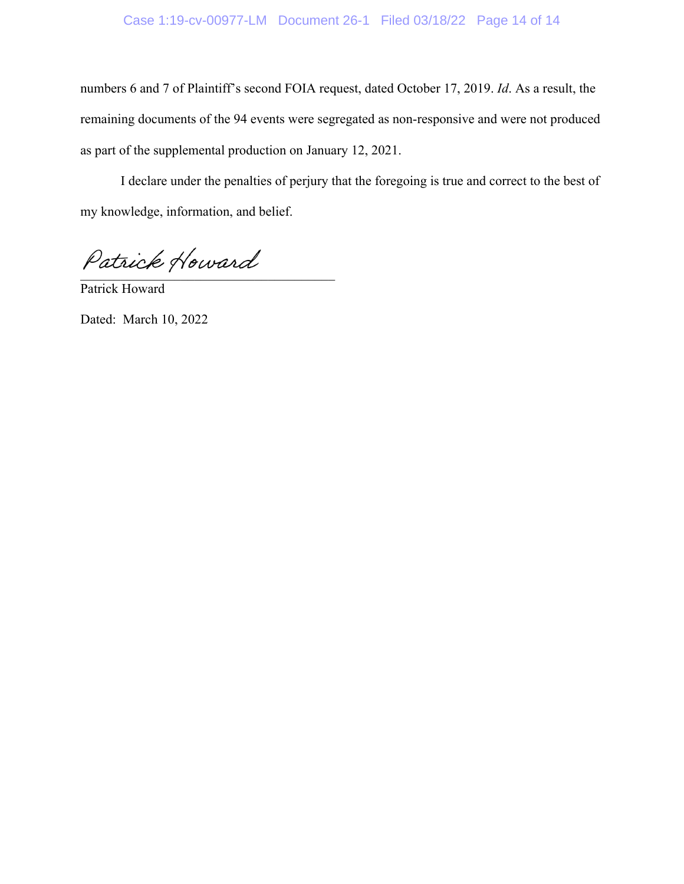numbers 6 and 7 of Plaintiff's second FOIA request, dated October 17, 2019. *Id*. As a result, the remaining documents of the 94 events were segregated as non-responsive and were not produced as part of the supplemental production on January 12, 2021.

I declare under the penalties of perjury that the foregoing is true and correct to the best of my knowledge, information, and belief.

*Patrick Howard*

Patrick Howard

Dated: March 10, 2022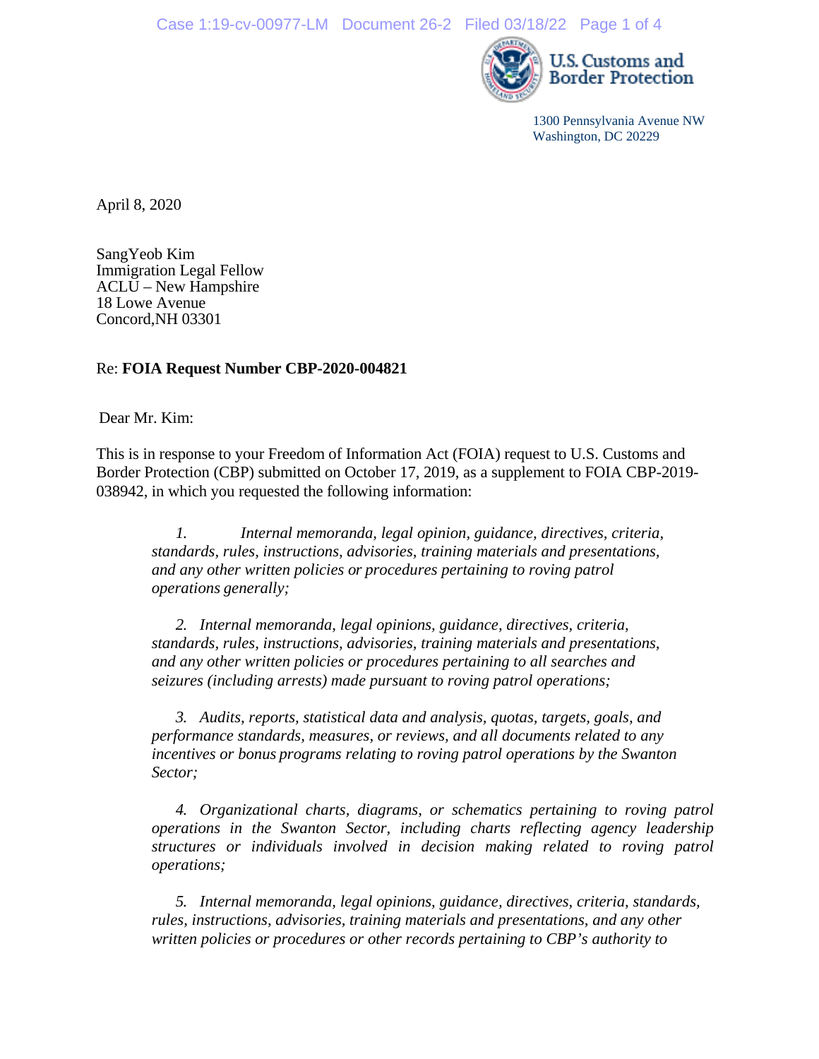U.S. Customs and Border Protection

1300 Pennsylvania Avenue NW
Washington, DC 20229

April 8, 2020

SangYeob Kim
Immigration Legal Fellow
ACLU – New Hampshire
18 Lowe Avenue
Concord,NH 03301

Re: **FOIA Request Number CBP-2020-004821**

Dear Mr. Kim:

This is in response to your Freedom of Information Act (FOIA) request to U.S. Customs and Border Protection (CBP) submitted on October 17, 2019, as a supplement to FOIA CBP-2019-038942, in which you requested the following information:

> *1. Internal memoranda, legal opinion, guidance, directives, criteria, standards, rules, instructions, advisories, training materials and presentations, and any other written policies or procedures pertaining to roving patrol operations generally;*
>
> *2. Internal memoranda, legal opinions, guidance, directives, criteria, standards, rules, instructions, advisories, training materials and presentations, and any other written policies or procedures pertaining to all searches and seizures (including arrests) made pursuant to roving patrol operations;*
>
> *3. Audits, reports, statistical data and analysis, quotas, targets, goals, and performance standards, measures, or reviews, and all documents related to any incentives or bonus programs relating to roving patrol operations by the Swanton Sector;*
>
> *4. Organizational charts, diagrams, or schematics pertaining to roving patrol operations in the Swanton Sector, including charts reflecting agency leadership structures or individuals involved in decision making related to roving patrol operations;*
>
> *5. Internal memoranda, legal opinions, guidance, directives, criteria, standards, rules, instructions, advisories, training materials and presentations, and any other written policies or procedures or other records pertaining to CBP's authority to*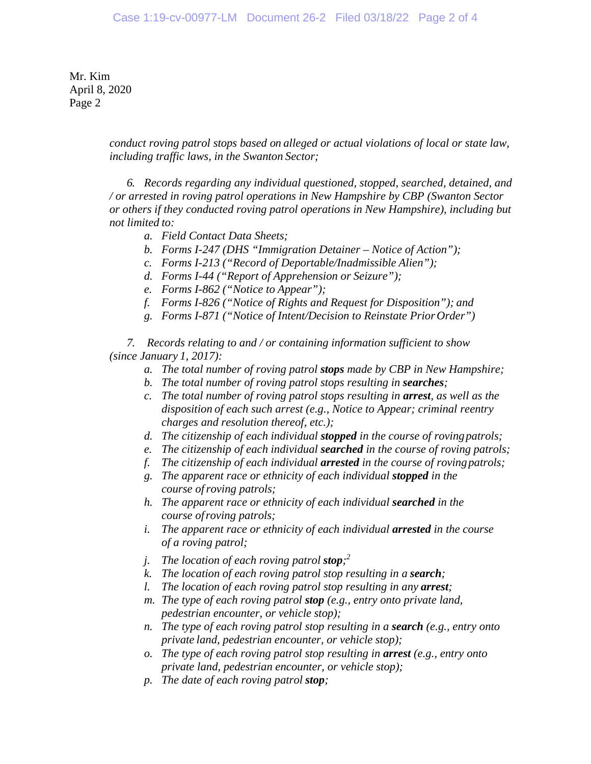Mr. Kim
April 8, 2020
Page 2

*conduct roving patrol stops based on alleged or actual violations of local or state law, including traffic laws, in the Swanton Sector;*

*6. Records regarding any individual questioned, stopped, searched, detained, and / or arrested in roving patrol operations in New Hampshire by CBP (Swanton Sector or others if they conducted roving patrol operations in New Hampshire), including but not limited to:*

*a. Field Contact Data Sheets;*
*b. Forms I-247 (DHS "Immigration Detainer – Notice of Action");*
*c. Forms I-213 ("Record of Deportable/Inadmissible Alien");*
*d. Forms I-44 ("Report of Apprehension or Seizure");*
*e. Forms I-862 ("Notice to Appear");*
*f. Forms I-826 ("Notice of Rights and Request for Disposition"); and*
*g. Forms I-871 ("Notice of Intent/Decision to Reinstate Prior Order")*

*7. Records relating to and / or containing information sufficient to show (since January 1, 2017):*

*a. The total number of roving patrol **stops** made by CBP in New Hampshire;*
*b. The total number of roving patrol stops resulting in **searches**;*
*c. The total number of roving patrol stops resulting in **arrest**, as well as the disposition of each such arrest (e.g., Notice to Appear; criminal reentry charges and resolution thereof, etc.);*
*d. The citizenship of each individual **stopped** in the course of roving patrols;*
*e. The citizenship of each individual **searched** in the course of roving patrols;*
*f. The citizenship of each individual **arrested** in the course of roving patrols;*
*g. The apparent race or ethnicity of each individual **stopped** in the course of roving patrols;*
*h. The apparent race or ethnicity of each individual **searched** in the course of roving patrols;*
*i. The apparent race or ethnicity of each individual **arrested** in the course of a roving patrol;*
*j. The location of each roving patrol **stop**;*[2]
*k. The location of each roving patrol stop resulting in a **search**;*
*l. The location of each roving patrol stop resulting in any **arrest**;*
*m. The type of each roving patrol **stop** (e.g., entry onto private land, pedestrian encounter, or vehicle stop);*
*n. The type of each roving patrol stop resulting in a **search** (e.g., entry onto private land, pedestrian encounter, or vehicle stop);*
*o. The type of each roving patrol stop resulting in **arrest** (e.g., entry onto private land, pedestrian encounter, or vehicle stop);*
*p. The date of each roving patrol **stop**;*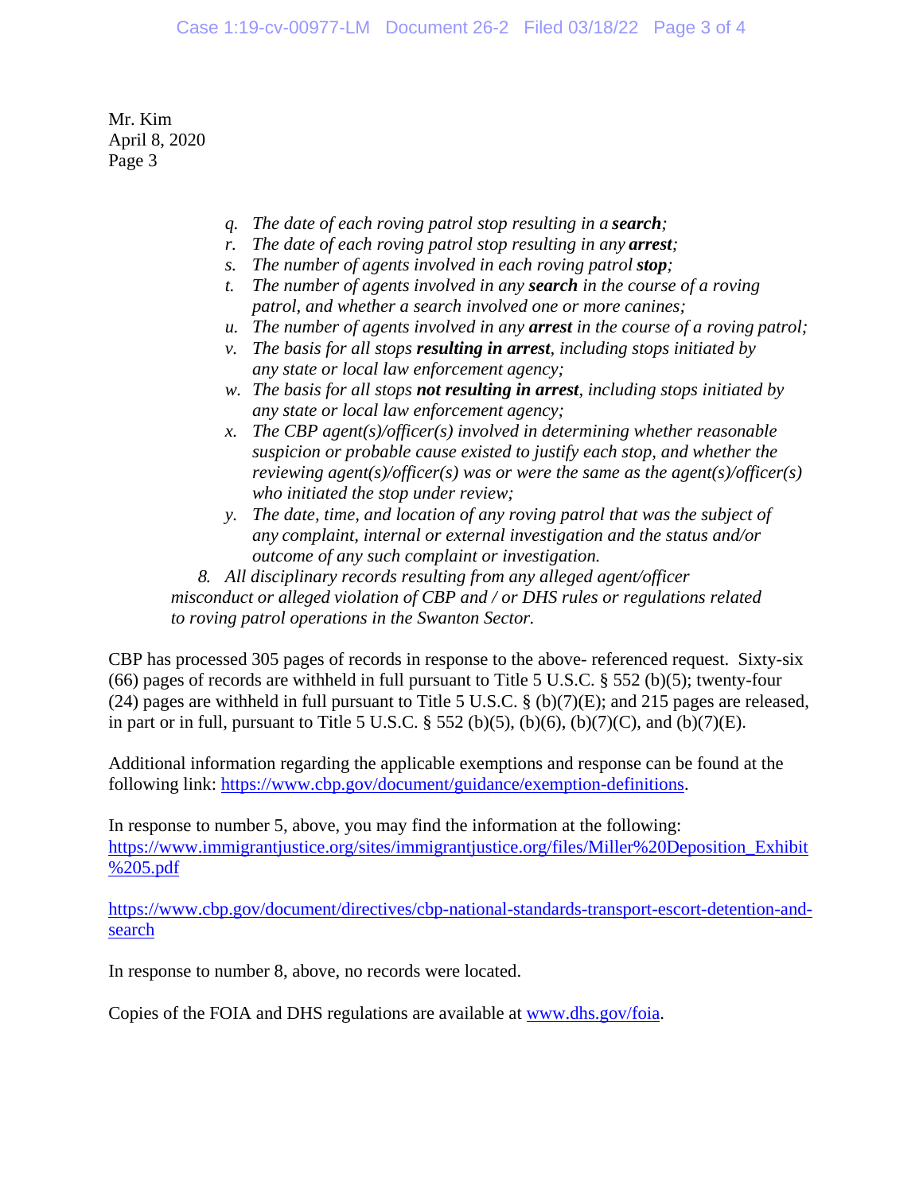Mr. Kim
April 8, 2020
Page 3

- *q. The date of each roving patrol stop resulting in a* ***search****;*
- *r. The date of each roving patrol stop resulting in any* ***arrest****;*
- *s. The number of agents involved in each roving patrol* ***stop****;*
- *t. The number of agents involved in any* ***search*** *in the course of a roving patrol, and whether a search involved one or more canines;*
- *u. The number of agents involved in any* ***arrest*** *in the course of a roving patrol;*
- *v. The basis for all stops* ***resulting in arrest****, including stops initiated by any state or local law enforcement agency;*
- *w. The basis for all stops* ***not resulting in arrest****, including stops initiated by any state or local law enforcement agency;*
- *x. The CBP agent(s)/officer(s) involved in determining whether reasonable suspicion or probable cause existed to justify each stop, and whether the reviewing agent(s)/officer(s) was or were the same as the agent(s)/officer(s) who initiated the stop under review;*
- *y. The date, time, and location of any roving patrol that was the subject of any complaint, internal or external investigation and the status and/or outcome of any such complaint or investigation.*

*8. All disciplinary records resulting from any alleged agent/officer misconduct or alleged violation of CBP and / or DHS rules or regulations related to roving patrol operations in the Swanton Sector.*

CBP has processed 305 pages of records in response to the above- referenced request. Sixty-six (66) pages of records are withheld in full pursuant to Title 5 U.S.C. § 552 (b)(5); twenty-four (24) pages are withheld in full pursuant to Title 5 U.S.C. § (b)(7)(E); and 215 pages are released, in part or in full, pursuant to Title 5 U.S.C. § 552 (b)(5), (b)(6), (b)(7)(C), and (b)(7)(E).

Additional information regarding the applicable exemptions and response can be found at the following link: https://www.cbp.gov/document/guidance/exemption-definitions.

In response to number 5, above, you may find the information at the following:
https://www.immigrantjustice.org/sites/immigrantjustice.org/files/Miller%20Deposition_Exhibit%205.pdf

https://www.cbp.gov/document/directives/cbp-national-standards-transport-escort-detention-and-search

In response to number 8, above, no records were located.

Copies of the FOIA and DHS regulations are available at www.dhs.gov/foia.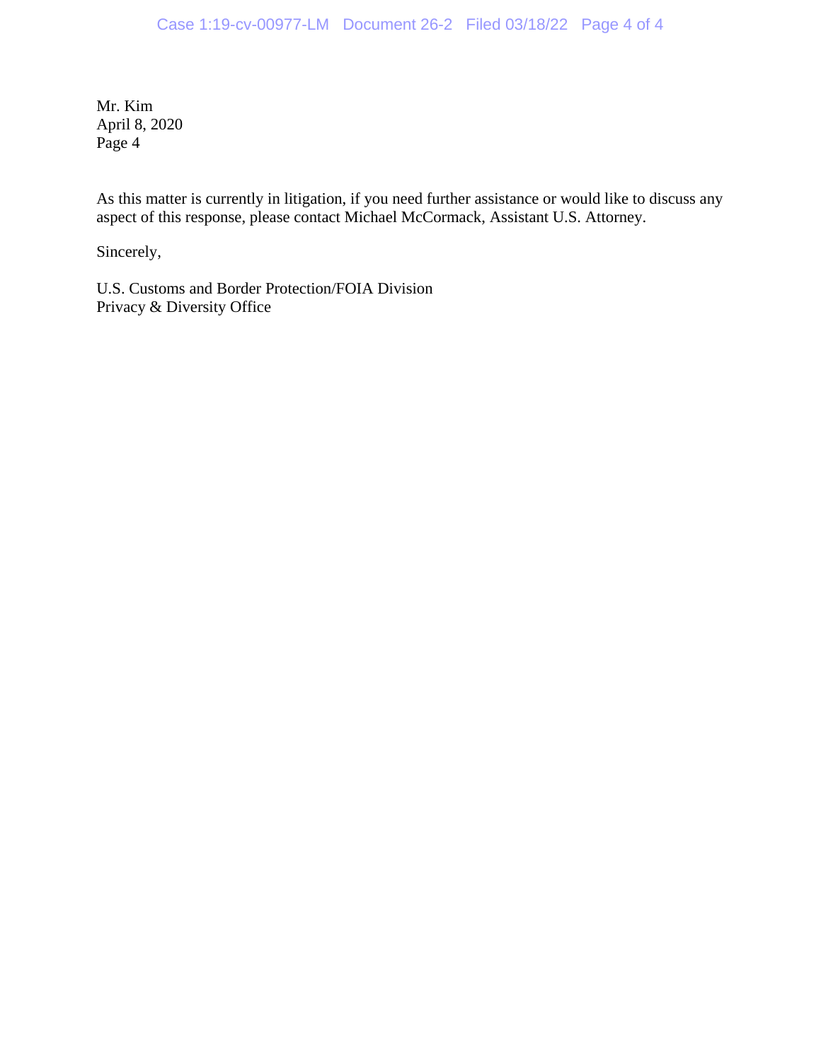Mr. Kim
April 8, 2020
Page 4

As this matter is currently in litigation, if you need further assistance or would like to discuss any aspect of this response, please contact Michael McCormack, Assistant U.S. Attorney.

Sincerely,

U.S. Customs and Border Protection/FOIA Division
Privacy & Diversity Office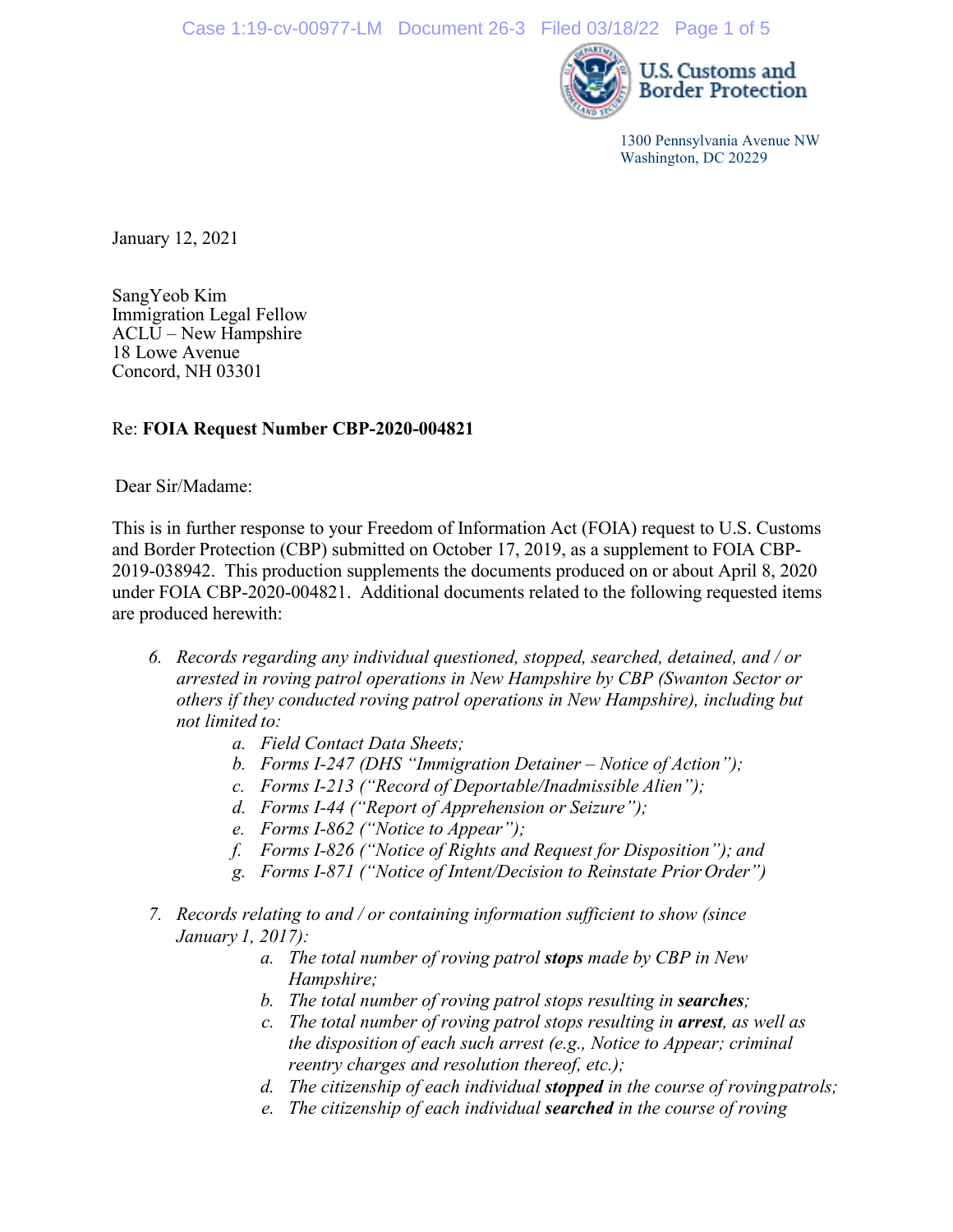U.S. Customs and Border Protection

1300 Pennsylvania Avenue NW
Washington, DC 20229

January 12, 2021

SangYeob Kim
Immigration Legal Fellow
ACLU – New Hampshire
18 Lowe Avenue
Concord, NH 03301

Re: **FOIA Request Number CBP-2020-004821**

Dear Sir/Madame:

This is in further response to your Freedom of Information Act (FOIA) request to U.S. Customs and Border Protection (CBP) submitted on October 17, 2019, as a supplement to FOIA CBP-2019-038942. This production supplements the documents produced on or about April 8, 2020 under FOIA CBP-2020-004821. Additional documents related to the following requested items are produced herewith:

6. *Records regarding any individual questioned, stopped, searched, detained, and / or arrested in roving patrol operations in New Hampshire by CBP (Swanton Sector or others if they conducted roving patrol operations in New Hampshire), including but not limited to:*
   a. *Field Contact Data Sheets;*
   b. *Forms I-247 (DHS "Immigration Detainer – Notice of Action");*
   c. *Forms I-213 ("Record of Deportable/Inadmissible Alien");*
   d. *Forms I-44 ("Report of Apprehension or Seizure");*
   e. *Forms I-862 ("Notice to Appear");*
   f. *Forms I-826 ("Notice of Rights and Request for Disposition"); and*
   g. *Forms I-871 ("Notice of Intent/Decision to Reinstate Prior Order")*

7. *Records relating to and / or containing information sufficient to show (since January 1, 2017):*
   a. *The total number of roving patrol* ***stops*** *made by CBP in New Hampshire;*
   b. *The total number of roving patrol stops resulting in* ***searches****;*
   c. *The total number of roving patrol stops resulting in* ***arrest****, as well as the disposition of each such arrest (e.g., Notice to Appear; criminal reentry charges and resolution thereof, etc.);*
   d. *The citizenship of each individual* ***stopped*** *in the course of roving patrols;*
   e. *The citizenship of each individual* ***searched*** *in the course of roving*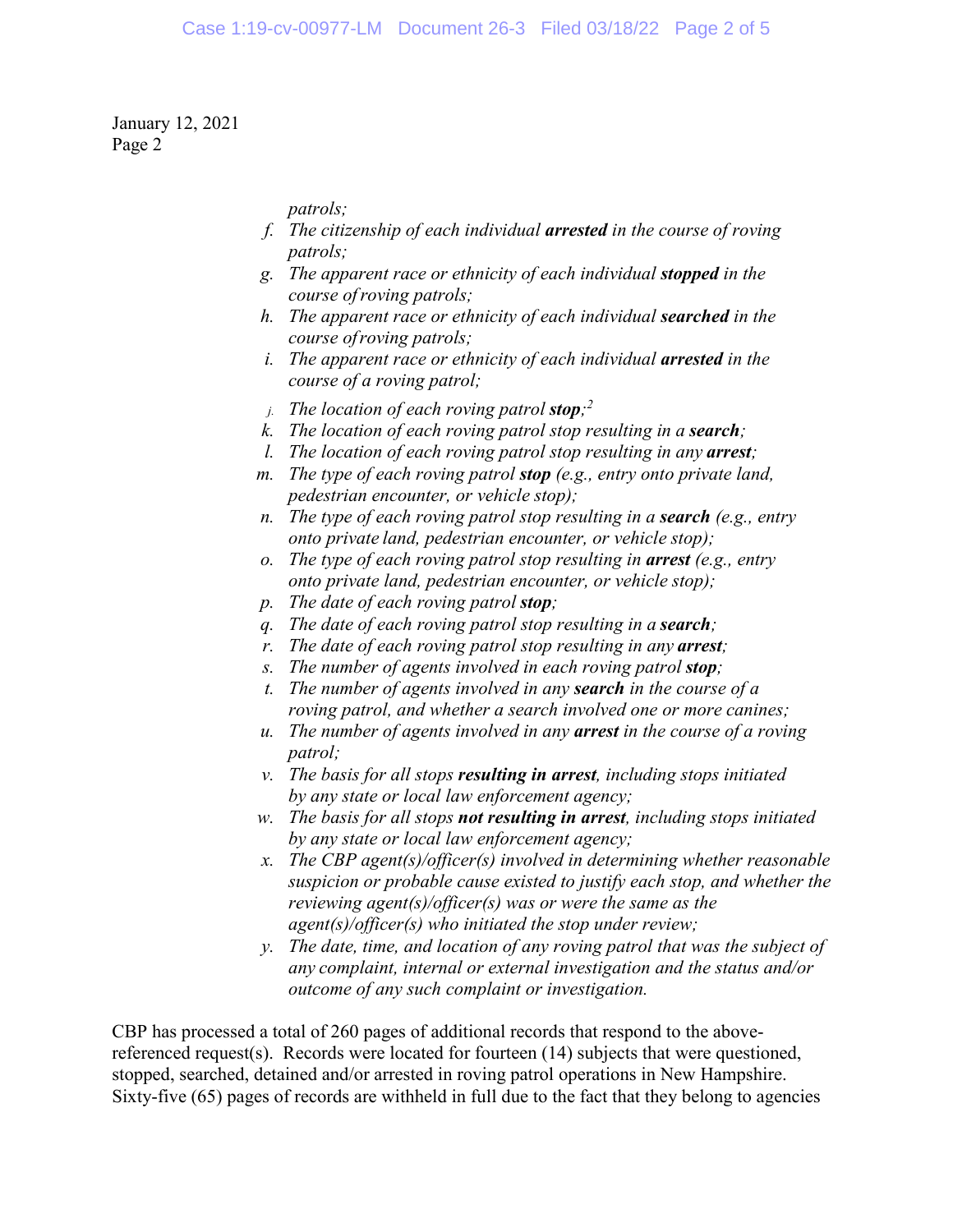January 12, 2021
Page 2

*patrols;*

f. *The citizenship of each individual **arrested** in the course of roving patrols;*
g. *The apparent race or ethnicity of each individual **stopped** in the course of roving patrols;*
h. *The apparent race or ethnicity of each individual **searched** in the course of roving patrols;*
i. *The apparent race or ethnicity of each individual **arrested** in the course of a roving patrol;*
j. *The location of each roving patrol **stop**;*[2]
k. *The location of each roving patrol stop resulting in a **search**;*
l. *The location of each roving patrol stop resulting in any **arrest**;*
m. *The type of each roving patrol **stop** (e.g., entry onto private land, pedestrian encounter, or vehicle stop);*
n. *The type of each roving patrol stop resulting in a **search** (e.g., entry onto private land, pedestrian encounter, or vehicle stop);*
o. *The type of each roving patrol stop resulting in **arrest** (e.g., entry onto private land, pedestrian encounter, or vehicle stop);*
p. *The date of each roving patrol **stop**;*
q. *The date of each roving patrol stop resulting in a **search**;*
r. *The date of each roving patrol stop resulting in any **arrest**;*
s. *The number of agents involved in each roving patrol **stop**;*
t. *The number of agents involved in any **search** in the course of a roving patrol, and whether a search involved one or more canines;*
u. *The number of agents involved in any **arrest** in the course of a roving patrol;*
v. *The basis for all stops **resulting in arrest**, including stops initiated by any state or local law enforcement agency;*
w. *The basis for all stops **not resulting in arrest**, including stops initiated by any state or local law enforcement agency;*
x. *The CBP agent(s)/officer(s) involved in determining whether reasonable suspicion or probable cause existed to justify each stop, and whether the reviewing agent(s)/officer(s) was or were the same as the agent(s)/officer(s) who initiated the stop under review;*
y. *The date, time, and location of any roving patrol that was the subject of any complaint, internal or external investigation and the status and/or outcome of any such complaint or investigation.*

CBP has processed a total of 260 pages of additional records that respond to the above-referenced request(s). Records were located for fourteen (14) subjects that were questioned, stopped, searched, detained and/or arrested in roving patrol operations in New Hampshire. Sixty-five (65) pages of records are withheld in full due to the fact that they belong to agencies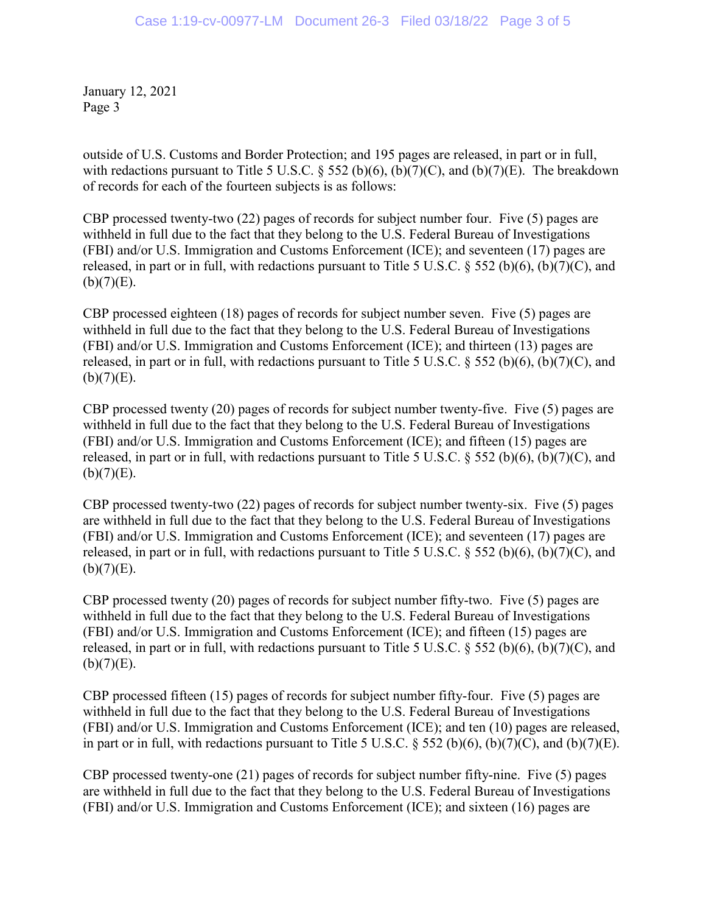January 12, 2021
Page 3

outside of U.S. Customs and Border Protection; and 195 pages are released, in part or in full, with redactions pursuant to Title 5 U.S.C. § 552 (b)(6), (b)(7)(C), and (b)(7)(E). The breakdown of records for each of the fourteen subjects is as follows:

CBP processed twenty-two (22) pages of records for subject number four. Five (5) pages are withheld in full due to the fact that they belong to the U.S. Federal Bureau of Investigations (FBI) and/or U.S. Immigration and Customs Enforcement (ICE); and seventeen (17) pages are released, in part or in full, with redactions pursuant to Title 5 U.S.C. § 552 (b)(6), (b)(7)(C), and (b)(7)(E).

CBP processed eighteen (18) pages of records for subject number seven. Five (5) pages are withheld in full due to the fact that they belong to the U.S. Federal Bureau of Investigations (FBI) and/or U.S. Immigration and Customs Enforcement (ICE); and thirteen (13) pages are released, in part or in full, with redactions pursuant to Title 5 U.S.C. § 552 (b)(6), (b)(7)(C), and (b)(7)(E).

CBP processed twenty (20) pages of records for subject number twenty-five. Five (5) pages are withheld in full due to the fact that they belong to the U.S. Federal Bureau of Investigations (FBI) and/or U.S. Immigration and Customs Enforcement (ICE); and fifteen (15) pages are released, in part or in full, with redactions pursuant to Title 5 U.S.C. § 552 (b)(6), (b)(7)(C), and (b)(7)(E).

CBP processed twenty-two (22) pages of records for subject number twenty-six. Five (5) pages are withheld in full due to the fact that they belong to the U.S. Federal Bureau of Investigations (FBI) and/or U.S. Immigration and Customs Enforcement (ICE); and seventeen (17) pages are released, in part or in full, with redactions pursuant to Title 5 U.S.C. § 552 (b)(6), (b)(7)(C), and (b)(7)(E).

CBP processed twenty (20) pages of records for subject number fifty-two. Five (5) pages are withheld in full due to the fact that they belong to the U.S. Federal Bureau of Investigations (FBI) and/or U.S. Immigration and Customs Enforcement (ICE); and fifteen (15) pages are released, in part or in full, with redactions pursuant to Title 5 U.S.C. § 552 (b)(6), (b)(7)(C), and (b)(7)(E).

CBP processed fifteen (15) pages of records for subject number fifty-four. Five (5) pages are withheld in full due to the fact that they belong to the U.S. Federal Bureau of Investigations (FBI) and/or U.S. Immigration and Customs Enforcement (ICE); and ten (10) pages are released, in part or in full, with redactions pursuant to Title 5 U.S.C. § 552 (b)(6), (b)(7)(C), and (b)(7)(E).

CBP processed twenty-one (21) pages of records for subject number fifty-nine. Five (5) pages are withheld in full due to the fact that they belong to the U.S. Federal Bureau of Investigations (FBI) and/or U.S. Immigration and Customs Enforcement (ICE); and sixteen (16) pages are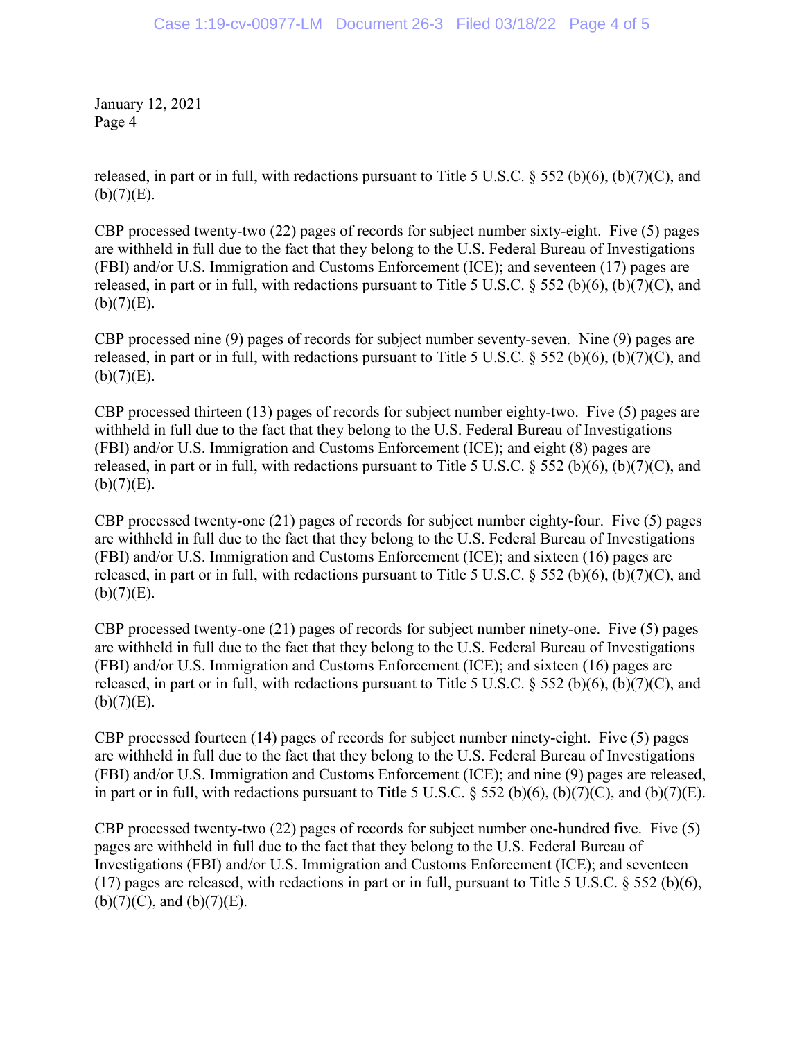January 12, 2021
Page 4

released, in part or in full, with redactions pursuant to Title 5 U.S.C. § 552 (b)(6), (b)(7)(C), and (b)(7)(E).

CBP processed twenty-two (22) pages of records for subject number sixty-eight. Five (5) pages are withheld in full due to the fact that they belong to the U.S. Federal Bureau of Investigations (FBI) and/or U.S. Immigration and Customs Enforcement (ICE); and seventeen (17) pages are released, in part or in full, with redactions pursuant to Title 5 U.S.C. § 552 (b)(6), (b)(7)(C), and (b)(7)(E).

CBP processed nine (9) pages of records for subject number seventy-seven. Nine (9) pages are released, in part or in full, with redactions pursuant to Title 5 U.S.C. § 552 (b)(6), (b)(7)(C), and (b)(7)(E).

CBP processed thirteen (13) pages of records for subject number eighty-two. Five (5) pages are withheld in full due to the fact that they belong to the U.S. Federal Bureau of Investigations (FBI) and/or U.S. Immigration and Customs Enforcement (ICE); and eight (8) pages are released, in part or in full, with redactions pursuant to Title 5 U.S.C. § 552 (b)(6), (b)(7)(C), and (b)(7)(E).

CBP processed twenty-one (21) pages of records for subject number eighty-four. Five (5) pages are withheld in full due to the fact that they belong to the U.S. Federal Bureau of Investigations (FBI) and/or U.S. Immigration and Customs Enforcement (ICE); and sixteen (16) pages are released, in part or in full, with redactions pursuant to Title 5 U.S.C. § 552 (b)(6), (b)(7)(C), and (b)(7)(E).

CBP processed twenty-one (21) pages of records for subject number ninety-one. Five (5) pages are withheld in full due to the fact that they belong to the U.S. Federal Bureau of Investigations (FBI) and/or U.S. Immigration and Customs Enforcement (ICE); and sixteen (16) pages are released, in part or in full, with redactions pursuant to Title 5 U.S.C. § 552 (b)(6), (b)(7)(C), and (b)(7)(E).

CBP processed fourteen (14) pages of records for subject number ninety-eight. Five (5) pages are withheld in full due to the fact that they belong to the U.S. Federal Bureau of Investigations (FBI) and/or U.S. Immigration and Customs Enforcement (ICE); and nine (9) pages are released, in part or in full, with redactions pursuant to Title 5 U.S.C. § 552 (b)(6), (b)(7)(C), and (b)(7)(E).

CBP processed twenty-two (22) pages of records for subject number one-hundred five. Five (5) pages are withheld in full due to the fact that they belong to the U.S. Federal Bureau of Investigations (FBI) and/or U.S. Immigration and Customs Enforcement (ICE); and seventeen (17) pages are released, with redactions in part or in full, pursuant to Title 5 U.S.C. § 552 (b)(6), (b)(7)(C), and (b)(7)(E).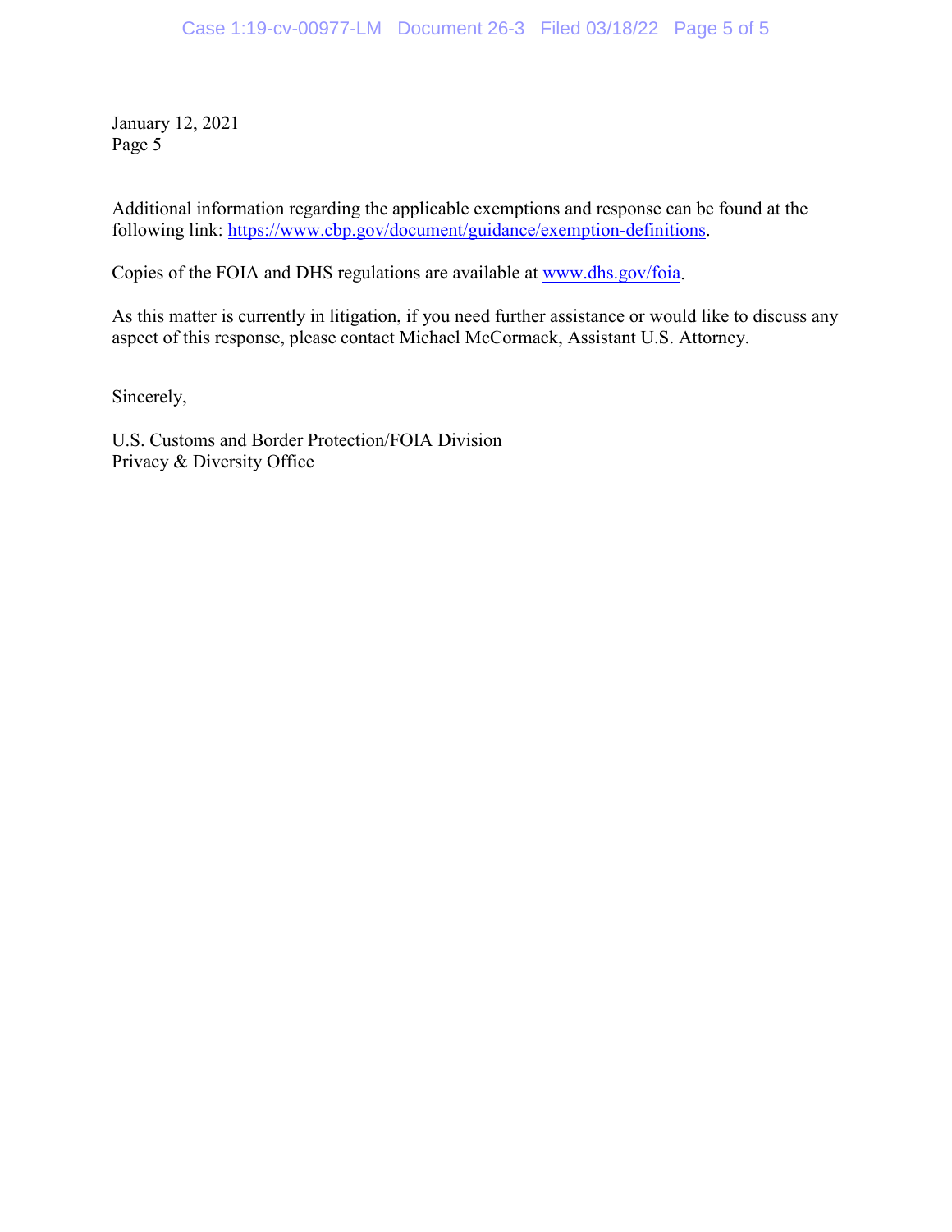January 12, 2021
Page 5

Additional information regarding the applicable exemptions and response can be found at the following link: https://www.cbp.gov/document/guidance/exemption-definitions.

Copies of the FOIA and DHS regulations are available at www.dhs.gov/foia.

As this matter is currently in litigation, if you need further assistance or would like to discuss any aspect of this response, please contact Michael McCormack, Assistant U.S. Attorney.

Sincerely,

U.S. Customs and Border Protection/FOIA Division
Privacy & Diversity Office